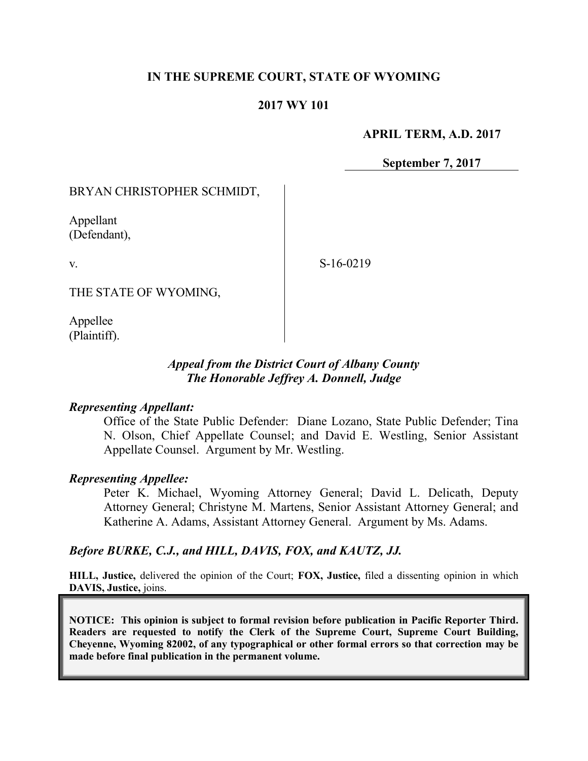**IN THE SUPREME COURT, STATE OF WYOMING**

**2017 WY 101**

**APRIL TERM, A.D. 2017**

**September 7, 2017**

BRYAN CHRISTOPHER SCHMIDT,

Appellant
(Defendant),

v.

THE STATE OF WYOMING,

Appellee
(Plaintiff).

S-16-0219

***Appeal from the District Court of Albany County***
***The Honorable Jeffrey A. Donnell, Judge***

***Representing Appellant:***

Office of the State Public Defender: Diane Lozano, State Public Defender; Tina N. Olson, Chief Appellate Counsel; and David E. Westling, Senior Assistant Appellate Counsel. Argument by Mr. Westling.

***Representing Appellee:***

Peter K. Michael, Wyoming Attorney General; David L. Delicath, Deputy Attorney General; Christyne M. Martens, Senior Assistant Attorney General; and Katherine A. Adams, Assistant Attorney General. Argument by Ms. Adams.

***Before BURKE, C.J., and HILL, DAVIS, FOX, and KAUTZ, JJ.***

**HILL, Justice,** delivered the opinion of the Court; **FOX, Justice,** filed a dissenting opinion in which **DAVIS, Justice,** joins.

**NOTICE: This opinion is subject to formal revision before publication in Pacific Reporter Third. Readers are requested to notify the Clerk of the Supreme Court, Supreme Court Building, Cheyenne, Wyoming 82002, of any typographical or other formal errors so that correction may be made before final publication in the permanent volume.**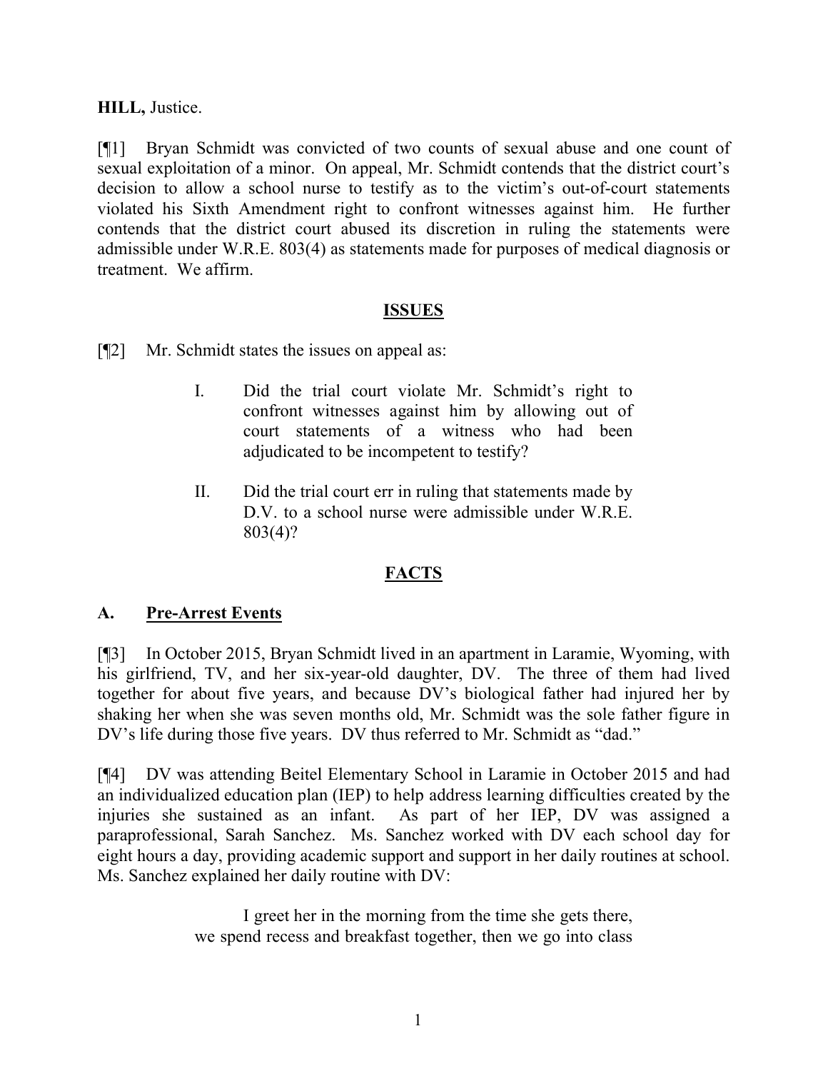**HILL,** Justice.

[¶1] Bryan Schmidt was convicted of two counts of sexual abuse and one count of sexual exploitation of a minor. On appeal, Mr. Schmidt contends that the district court's decision to allow a school nurse to testify as to the victim's out-of-court statements violated his Sixth Amendment right to confront witnesses against him. He further contends that the district court abused its discretion in ruling the statements were admissible under W.R.E. 803(4) as statements made for purposes of medical diagnosis or treatment. We affirm.

## ISSUES

[¶2] Mr. Schmidt states the issues on appeal as:

> I. Did the trial court violate Mr. Schmidt's right to confront witnesses against him by allowing out of court statements of a witness who had been adjudicated to be incompetent to testify?
>
> II. Did the trial court err in ruling that statements made by D.V. to a school nurse were admissible under W.R.E. 803(4)?

## FACTS

### A. Pre-Arrest Events

[¶3] In October 2015, Bryan Schmidt lived in an apartment in Laramie, Wyoming, with his girlfriend, TV, and her six-year-old daughter, DV. The three of them had lived together for about five years, and because DV's biological father had injured her by shaking her when she was seven months old, Mr. Schmidt was the sole father figure in DV's life during those five years. DV thus referred to Mr. Schmidt as "dad."

[¶4] DV was attending Beitel Elementary School in Laramie in October 2015 and had an individualized education plan (IEP) to help address learning difficulties created by the injuries she sustained as an infant. As part of her IEP, DV was assigned a paraprofessional, Sarah Sanchez. Ms. Sanchez worked with DV each school day for eight hours a day, providing academic support and support in her daily routines at school. Ms. Sanchez explained her daily routine with DV:

> I greet her in the morning from the time she gets there, we spend recess and breakfast together, then we go into class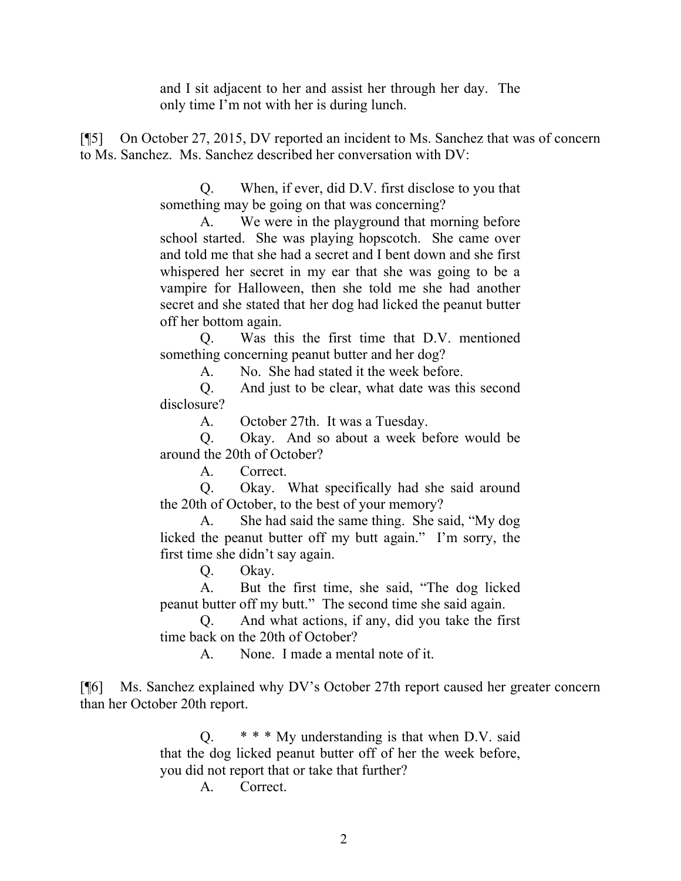> and I sit adjacent to her and assist her through her day. The only time I'm not with her is during lunch.

[¶5] On October 27, 2015, DV reported an incident to Ms. Sanchez that was of concern to Ms. Sanchez. Ms. Sanchez described her conversation with DV:

> Q. When, if ever, did D.V. first disclose to you that something may be going on that was concerning?
>
> A. We were in the playground that morning before school started. She was playing hopscotch. She came over and told me that she had a secret and I bent down and she first whispered her secret in my ear that she was going to be a vampire for Halloween, then she told me she had another secret and she stated that her dog had licked the peanut butter off her bottom again.
>
> Q. Was this the first time that D.V. mentioned something concerning peanut butter and her dog?
>
> A. No. She had stated it the week before.
>
> Q. And just to be clear, what date was this second disclosure?
>
> A. October 27th. It was a Tuesday.
>
> Q. Okay. And so about a week before would be around the 20th of October?
>
> A. Correct.
>
> Q. Okay. What specifically had she said around the 20th of October, to the best of your memory?
>
> A. She had said the same thing. She said, "My dog licked the peanut butter off my butt again." I'm sorry, the first time she didn't say again.
>
> Q. Okay.
>
> A. But the first time, she said, "The dog licked peanut butter off my butt." The second time she said again.
>
> Q. And what actions, if any, did you take the first time back on the 20th of October?
>
> A. None. I made a mental note of it.

[¶6] Ms. Sanchez explained why DV's October 27th report caused her greater concern than her October 20th report.

> Q. * * * My understanding is that when D.V. said that the dog licked peanut butter off of her the week before, you did not report that or take that further?
>
> A. Correct.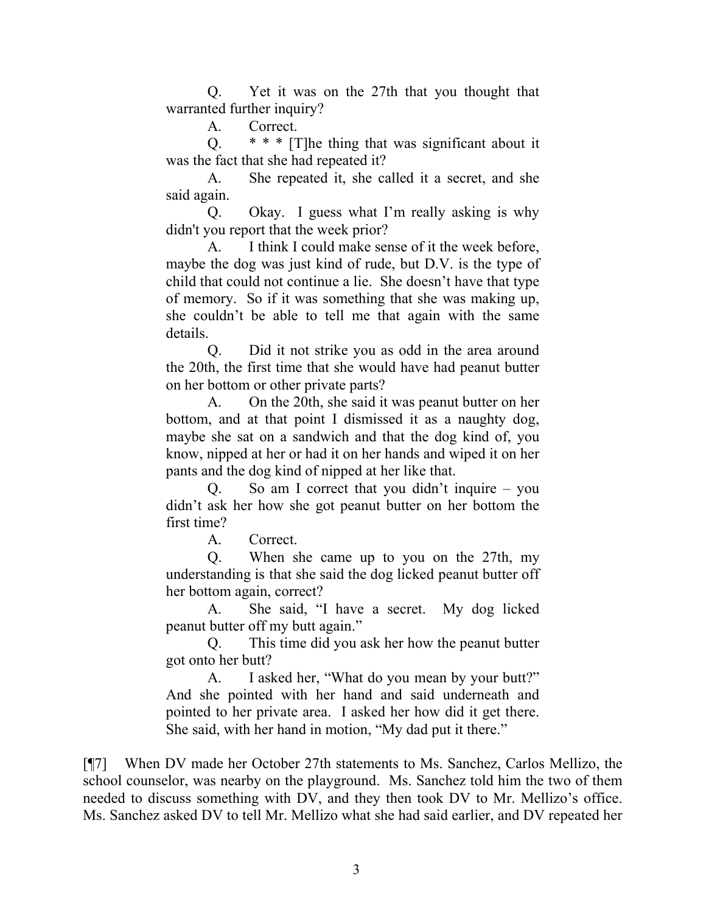> Q. Yet it was on the 27th that you thought that warranted further inquiry?
>
> A. Correct.
>
> Q. * * * [T]he thing that was significant about it was the fact that she had repeated it?
>
> A. She repeated it, she called it a secret, and she said again.
>
> Q. Okay. I guess what I'm really asking is why didn't you report that the week prior?
>
> A. I think I could make sense of it the week before, maybe the dog was just kind of rude, but D.V. is the type of child that could not continue a lie. She doesn't have that type of memory. So if it was something that she was making up, she couldn't be able to tell me that again with the same details.
>
> Q. Did it not strike you as odd in the area around the 20th, the first time that she would have had peanut butter on her bottom or other private parts?
>
> A. On the 20th, she said it was peanut butter on her bottom, and at that point I dismissed it as a naughty dog, maybe she sat on a sandwich and that the dog kind of, you know, nipped at her or had it on her hands and wiped it on her pants and the dog kind of nipped at her like that.
>
> Q. So am I correct that you didn't inquire – you didn't ask her how she got peanut butter on her bottom the first time?
>
> A. Correct.
>
> Q. When she came up to you on the 27th, my understanding is that she said the dog licked peanut butter off her bottom again, correct?
>
> A. She said, "I have a secret. My dog licked peanut butter off my butt again."
>
> Q. This time did you ask her how the peanut butter got onto her butt?
>
> A. I asked her, "What do you mean by your butt?" And she pointed with her hand and said underneath and pointed to her private area. I asked her how did it get there. She said, with her hand in motion, "My dad put it there."

[¶7] When DV made her October 27th statements to Ms. Sanchez, Carlos Mellizo, the school counselor, was nearby on the playground. Ms. Sanchez told him the two of them needed to discuss something with DV, and they then took DV to Mr. Mellizo's office. Ms. Sanchez asked DV to tell Mr. Mellizo what she had said earlier, and DV repeated her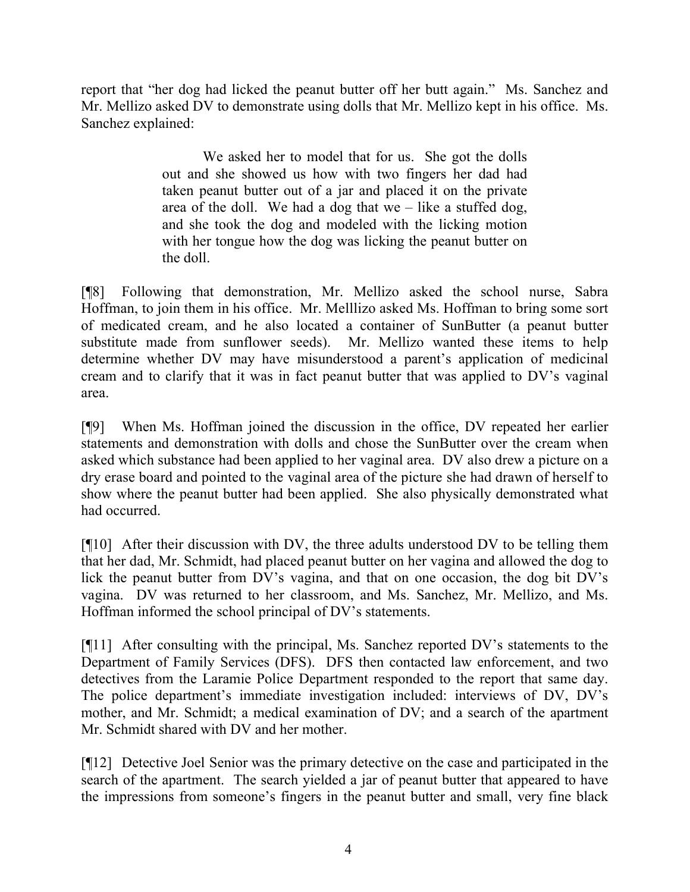report that "her dog had licked the peanut butter off her butt again." Ms. Sanchez and Mr. Mellizo asked DV to demonstrate using dolls that Mr. Mellizo kept in his office. Ms. Sanchez explained:

> We asked her to model that for us. She got the dolls out and she showed us how with two fingers her dad had taken peanut butter out of a jar and placed it on the private area of the doll. We had a dog that we – like a stuffed dog, and she took the dog and modeled with the licking motion with her tongue how the dog was licking the peanut butter on the doll.

[¶8] Following that demonstration, Mr. Mellizo asked the school nurse, Sabra Hoffman, to join them in his office. Mr. Melllizo asked Ms. Hoffman to bring some sort of medicated cream, and he also located a container of SunButter (a peanut butter substitute made from sunflower seeds). Mr. Mellizo wanted these items to help determine whether DV may have misunderstood a parent's application of medicinal cream and to clarify that it was in fact peanut butter that was applied to DV's vaginal area.

[¶9] When Ms. Hoffman joined the discussion in the office, DV repeated her earlier statements and demonstration with dolls and chose the SunButter over the cream when asked which substance had been applied to her vaginal area. DV also drew a picture on a dry erase board and pointed to the vaginal area of the picture she had drawn of herself to show where the peanut butter had been applied. She also physically demonstrated what had occurred.

[¶10] After their discussion with DV, the three adults understood DV to be telling them that her dad, Mr. Schmidt, had placed peanut butter on her vagina and allowed the dog to lick the peanut butter from DV's vagina, and that on one occasion, the dog bit DV's vagina. DV was returned to her classroom, and Ms. Sanchez, Mr. Mellizo, and Ms. Hoffman informed the school principal of DV's statements.

[¶11] After consulting with the principal, Ms. Sanchez reported DV's statements to the Department of Family Services (DFS). DFS then contacted law enforcement, and two detectives from the Laramie Police Department responded to the report that same day. The police department's immediate investigation included: interviews of DV, DV's mother, and Mr. Schmidt; a medical examination of DV; and a search of the apartment Mr. Schmidt shared with DV and her mother.

[¶12] Detective Joel Senior was the primary detective on the case and participated in the search of the apartment. The search yielded a jar of peanut butter that appeared to have the impressions from someone's fingers in the peanut butter and small, very fine black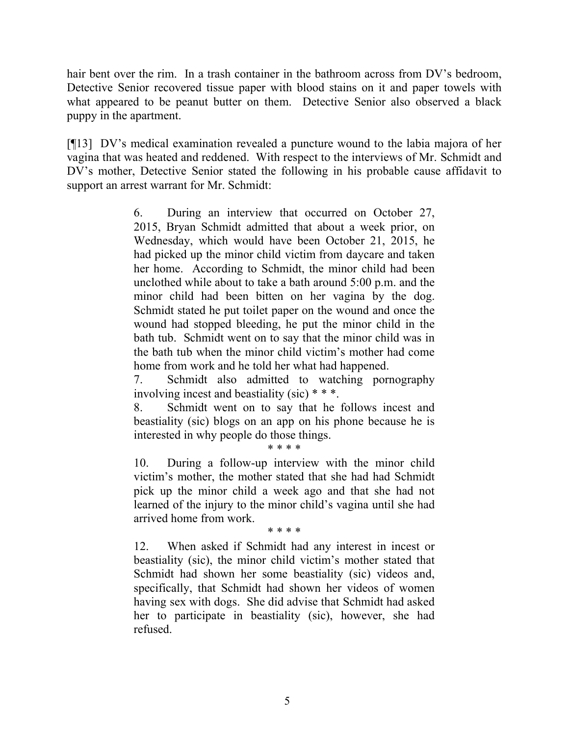hair bent over the rim. In a trash container in the bathroom across from DV's bedroom, Detective Senior recovered tissue paper with blood stains on it and paper towels with what appeared to be peanut butter on them. Detective Senior also observed a black puppy in the apartment.

[¶13] DV's medical examination revealed a puncture wound to the labia majora of her vagina that was heated and reddened. With respect to the interviews of Mr. Schmidt and DV's mother, Detective Senior stated the following in his probable cause affidavit to support an arrest warrant for Mr. Schmidt:

> 6. During an interview that occurred on October 27, 2015, Bryan Schmidt admitted that about a week prior, on Wednesday, which would have been October 21, 2015, he had picked up the minor child victim from daycare and taken her home. According to Schmidt, the minor child had been unclothed while about to take a bath around 5:00 p.m. and the minor child had been bitten on her vagina by the dog. Schmidt stated he put toilet paper on the wound and once the wound had stopped bleeding, he put the minor child in the bath tub. Schmidt went on to say that the minor child was in the bath tub when the minor child victim's mother had come home from work and he told her what had happened.
>
> 7. Schmidt also admitted to watching pornography involving incest and beastiality (sic) * * *.
>
> 8. Schmidt went on to say that he follows incest and beastiality (sic) blogs on an app on his phone because he is interested in why people do those things.
>
> \* \* \* \*
>
> 10. During a follow-up interview with the minor child victim's mother, the mother stated that she had had Schmidt pick up the minor child a week ago and that she had not learned of the injury to the minor child's vagina until she had arrived home from work.
>
> \* \* \* \*
>
> 12. When asked if Schmidt had any interest in incest or beastiality (sic), the minor child victim's mother stated that Schmidt had shown her some beastiality (sic) videos and, specifically, that Schmidt had shown her videos of women having sex with dogs. She did advise that Schmidt had asked her to participate in beastiality (sic), however, she had refused.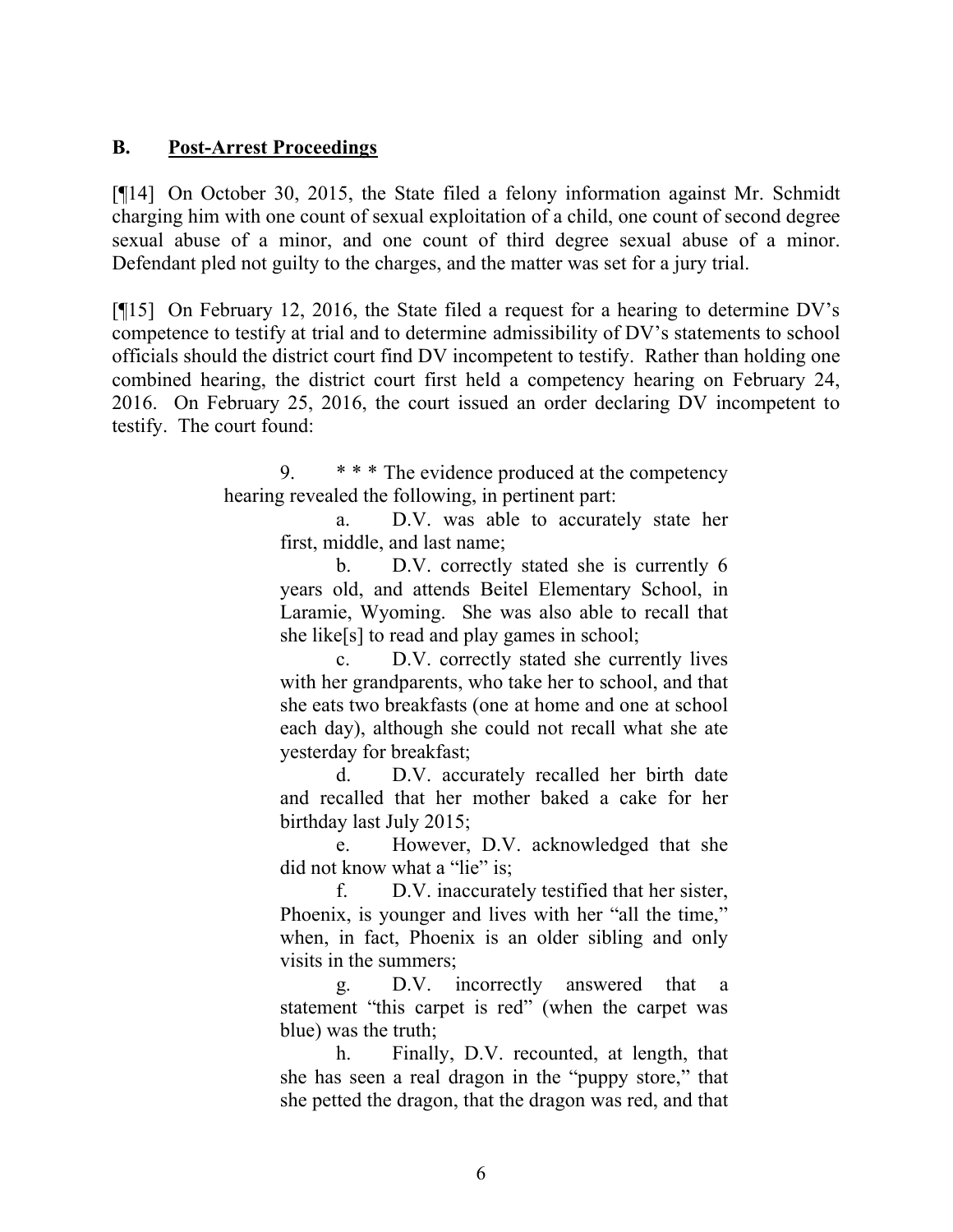### B. **Post-Arrest Proceedings**

[¶14] On October 30, 2015, the State filed a felony information against Mr. Schmidt charging him with one count of sexual exploitation of a child, one count of second degree sexual abuse of a minor, and one count of third degree sexual abuse of a minor. Defendant pled not guilty to the charges, and the matter was set for a jury trial.

[¶15] On February 12, 2016, the State filed a request for a hearing to determine DV's competence to testify at trial and to determine admissibility of DV's statements to school officials should the district court find DV incompetent to testify. Rather than holding one combined hearing, the district court first held a competency hearing on February 24, 2016. On February 25, 2016, the court issued an order declaring DV incompetent to testify. The court found:

> 9. * * * The evidence produced at the competency hearing revealed the following, in pertinent part:
>
> a. D.V. was able to accurately state her first, middle, and last name;
>
> b. D.V. correctly stated she is currently 6 years old, and attends Beitel Elementary School, in Laramie, Wyoming. She was also able to recall that she like[s] to read and play games in school;
>
> c. D.V. correctly stated she currently lives with her grandparents, who take her to school, and that she eats two breakfasts (one at home and one at school each day), although she could not recall what she ate yesterday for breakfast;
>
> d. D.V. accurately recalled her birth date and recalled that her mother baked a cake for her birthday last July 2015;
>
> e. However, D.V. acknowledged that she did not know what a "lie" is;
>
> f. D.V. inaccurately testified that her sister, Phoenix, is younger and lives with her "all the time," when, in fact, Phoenix is an older sibling and only visits in the summers;
>
> g. D.V. incorrectly answered that a statement "this carpet is red" (when the carpet was blue) was the truth;
>
> h. Finally, D.V. recounted, at length, that she has seen a real dragon in the "puppy store," that she petted the dragon, that the dragon was red, and that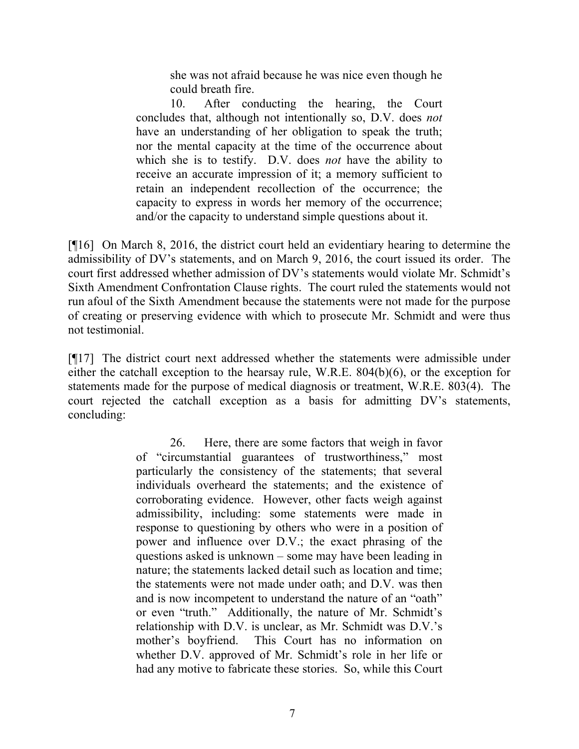> she was not afraid because he was nice even though he could breath fire.
>
> 10. After conducting the hearing, the Court concludes that, although not intentionally so, D.V. does *not* have an understanding of her obligation to speak the truth; nor the mental capacity at the time of the occurrence about which she is to testify. D.V. does *not* have the ability to receive an accurate impression of it; a memory sufficient to retain an independent recollection of the occurrence; the capacity to express in words her memory of the occurrence; and/or the capacity to understand simple questions about it.

[¶16] On March 8, 2016, the district court held an evidentiary hearing to determine the admissibility of DV's statements, and on March 9, 2016, the court issued its order. The court first addressed whether admission of DV's statements would violate Mr. Schmidt's Sixth Amendment Confrontation Clause rights. The court ruled the statements would not run afoul of the Sixth Amendment because the statements were not made for the purpose of creating or preserving evidence with which to prosecute Mr. Schmidt and were thus not testimonial.

[¶17] The district court next addressed whether the statements were admissible under either the catchall exception to the hearsay rule, W.R.E. 804(b)(6), or the exception for statements made for the purpose of medical diagnosis or treatment, W.R.E. 803(4). The court rejected the catchall exception as a basis for admitting DV's statements, concluding:

> 26. Here, there are some factors that weigh in favor of "circumstantial guarantees of trustworthiness," most particularly the consistency of the statements; that several individuals overheard the statements; and the existence of corroborating evidence. However, other facts weigh against admissibility, including: some statements were made in response to questioning by others who were in a position of power and influence over D.V.; the exact phrasing of the questions asked is unknown – some may have been leading in nature; the statements lacked detail such as location and time; the statements were not made under oath; and D.V. was then and is now incompetent to understand the nature of an "oath" or even "truth." Additionally, the nature of Mr. Schmidt's relationship with D.V. is unclear, as Mr. Schmidt was D.V.'s mother's boyfriend. This Court has no information on whether D.V. approved of Mr. Schmidt's role in her life or had any motive to fabricate these stories. So, while this Court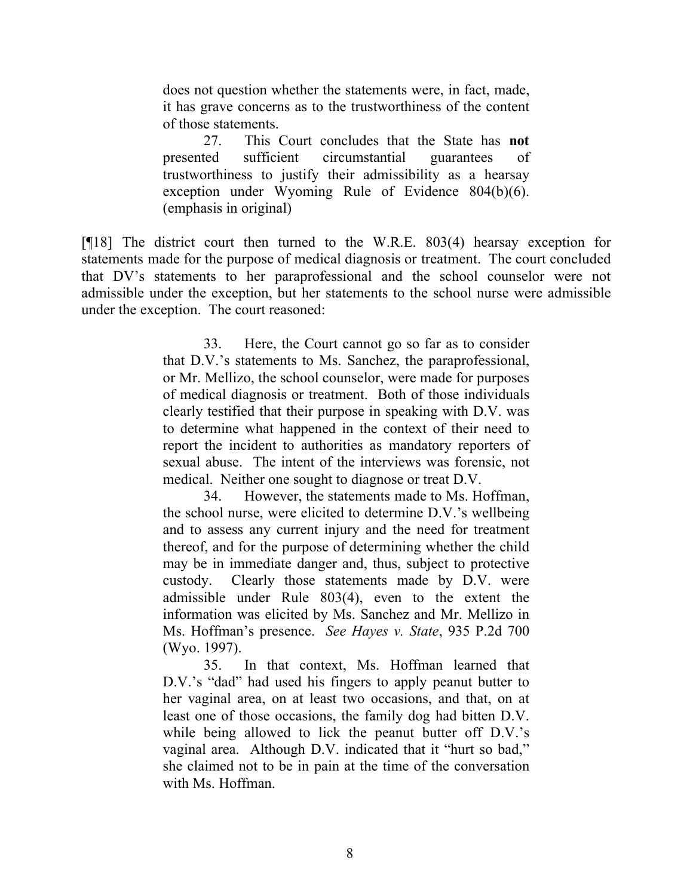> does not question whether the statements were, in fact, made, it has grave concerns as to the trustworthiness of the content of those statements.
>
> 27. This Court concludes that the State has **not** presented sufficient circumstantial guarantees of trustworthiness to justify their admissibility as a hearsay exception under Wyoming Rule of Evidence 804(b)(6). (emphasis in original)

[¶18] The district court then turned to the W.R.E. 803(4) hearsay exception for statements made for the purpose of medical diagnosis or treatment. The court concluded that DV's statements to her paraprofessional and the school counselor were not admissible under the exception, but her statements to the school nurse were admissible under the exception. The court reasoned:

> 33. Here, the Court cannot go so far as to consider that D.V.'s statements to Ms. Sanchez, the paraprofessional, or Mr. Mellizo, the school counselor, were made for purposes of medical diagnosis or treatment. Both of those individuals clearly testified that their purpose in speaking with D.V. was to determine what happened in the context of their need to report the incident to authorities as mandatory reporters of sexual abuse. The intent of the interviews was forensic, not medical. Neither one sought to diagnose or treat D.V.
>
> 34. However, the statements made to Ms. Hoffman, the school nurse, were elicited to determine D.V.'s wellbeing and to assess any current injury and the need for treatment thereof, and for the purpose of determining whether the child may be in immediate danger and, thus, subject to protective custody. Clearly those statements made by D.V. were admissible under Rule 803(4), even to the extent the information was elicited by Ms. Sanchez and Mr. Mellizo in Ms. Hoffman's presence. *See Hayes v. State*, 935 P.2d 700 (Wyo. 1997).
>
> 35. In that context, Ms. Hoffman learned that D.V.'s "dad" had used his fingers to apply peanut butter to her vaginal area, on at least two occasions, and that, on at least one of those occasions, the family dog had bitten D.V. while being allowed to lick the peanut butter off D.V.'s vaginal area. Although D.V. indicated that it "hurt so bad," she claimed not to be in pain at the time of the conversation with Ms. Hoffman.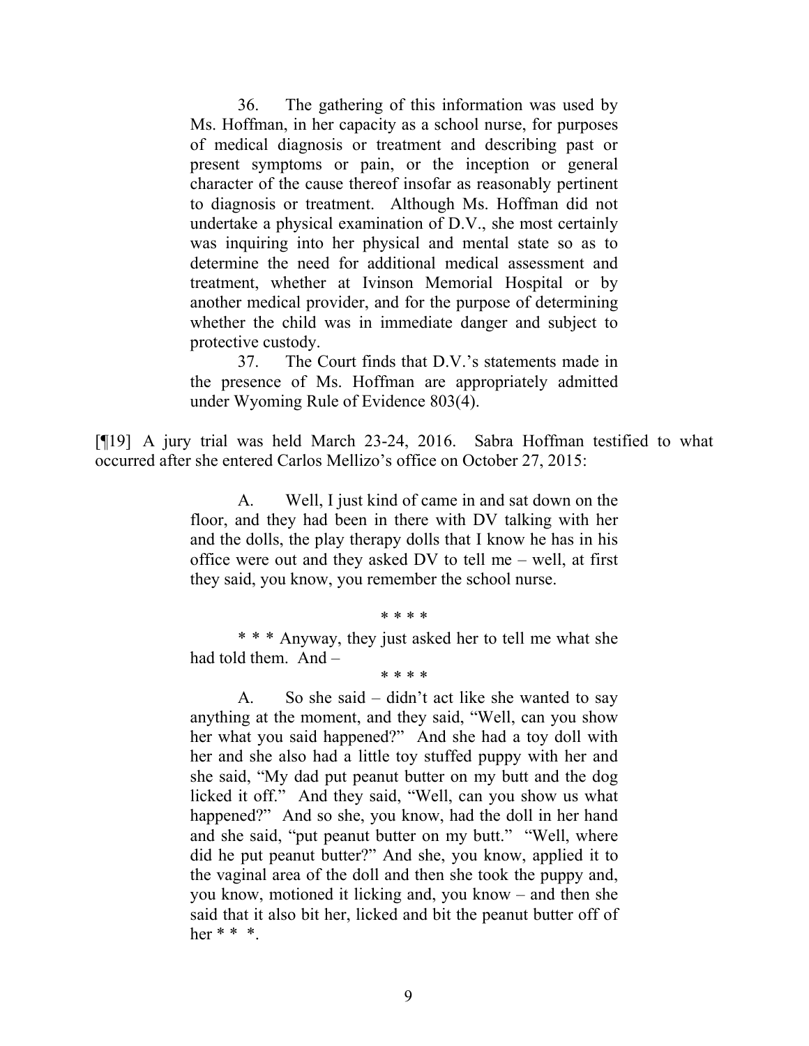> 36. The gathering of this information was used by Ms. Hoffman, in her capacity as a school nurse, for purposes of medical diagnosis or treatment and describing past or present symptoms or pain, or the inception or general character of the cause thereof insofar as reasonably pertinent to diagnosis or treatment. Although Ms. Hoffman did not undertake a physical examination of D.V., she most certainly was inquiring into her physical and mental state so as to determine the need for additional medical assessment and treatment, whether at Ivinson Memorial Hospital or by another medical provider, and for the purpose of determining whether the child was in immediate danger and subject to protective custody.
>
> 37. The Court finds that D.V.'s statements made in the presence of Ms. Hoffman are appropriately admitted under Wyoming Rule of Evidence 803(4).

[¶19] A jury trial was held March 23-24, 2016. Sabra Hoffman testified to what occurred after she entered Carlos Mellizo's office on October 27, 2015:

> A. Well, I just kind of came in and sat down on the floor, and they had been in there with DV talking with her and the dolls, the play therapy dolls that I know he has in his office were out and they asked DV to tell me – well, at first they said, you know, you remember the school nurse.
>
> \* \* \* \*
>
> \* \* \* Anyway, they just asked her to tell me what she had told them. And –
>
> \* \* \* \*
>
> A. So she said – didn't act like she wanted to say anything at the moment, and they said, "Well, can you show her what you said happened?" And she had a toy doll with her and she also had a little toy stuffed puppy with her and she said, "My dad put peanut butter on my butt and the dog licked it off." And they said, "Well, can you show us what happened?" And so she, you know, had the doll in her hand and she said, "put peanut butter on my butt." "Well, where did he put peanut butter?" And she, you know, applied it to the vaginal area of the doll and then she took the puppy and, you know, motioned it licking and, you know – and then she said that it also bit her, licked and bit the peanut butter off of her \* \* \*.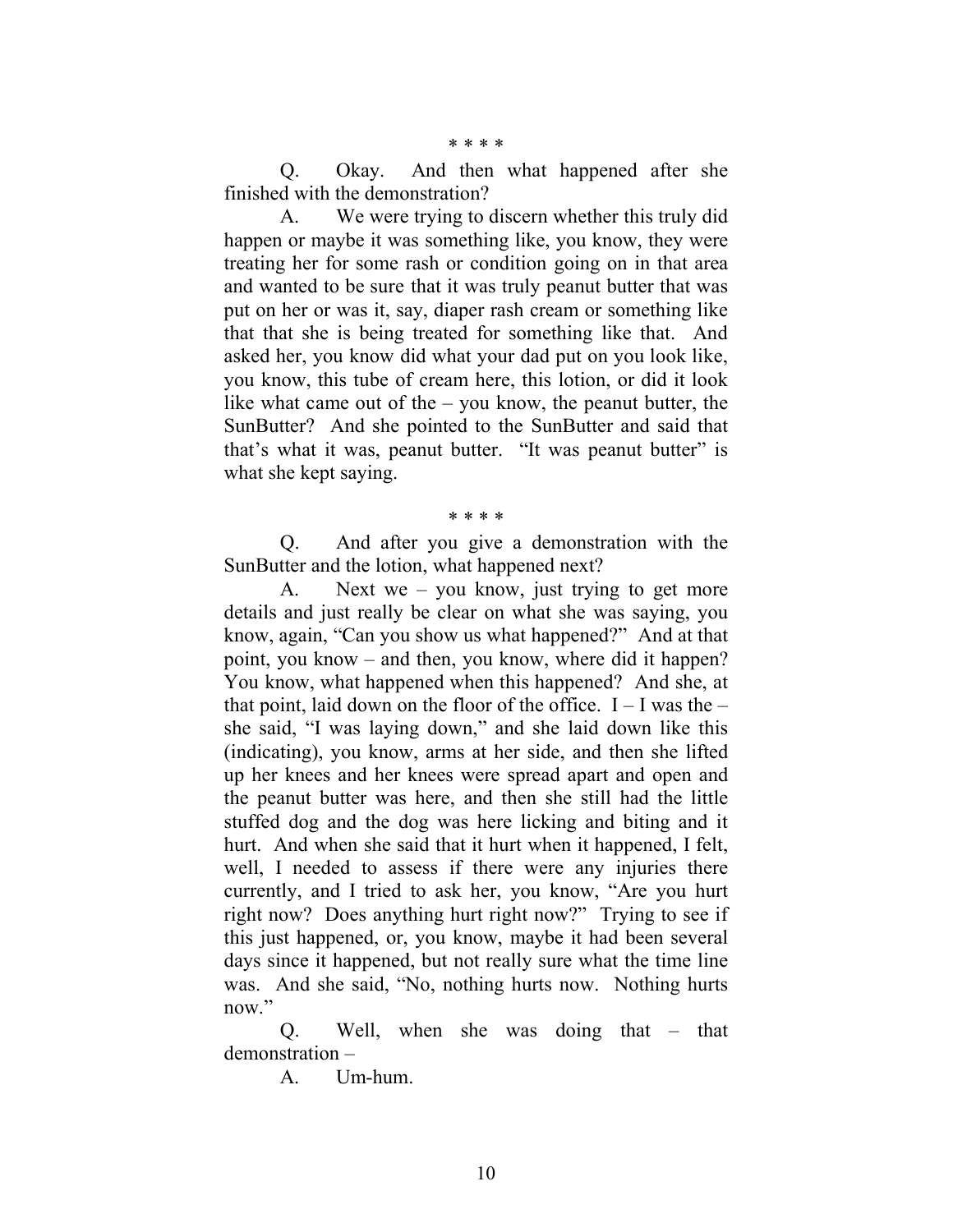\* \* \* \*

Q. Okay. And then what happened after she finished with the demonstration?

A. We were trying to discern whether this truly did happen or maybe it was something like, you know, they were treating her for some rash or condition going on in that area and wanted to be sure that it was truly peanut butter that was put on her or was it, say, diaper rash cream or something like that that she is being treated for something like that. And asked her, you know did what your dad put on you look like, you know, this tube of cream here, this lotion, or did it look like what came out of the – you know, the peanut butter, the SunButter? And she pointed to the SunButter and said that that's what it was, peanut butter. "It was peanut butter" is what she kept saying.

\* \* \* \*

Q. And after you give a demonstration with the SunButter and the lotion, what happened next?

A. Next we – you know, just trying to get more details and just really be clear on what she was saying, you know, again, "Can you show us what happened?" And at that point, you know – and then, you know, where did it happen? You know, what happened when this happened? And she, at that point, laid down on the floor of the office. I – I was the – she said, "I was laying down," and she laid down like this (indicating), you know, arms at her side, and then she lifted up her knees and her knees were spread apart and open and the peanut butter was here, and then she still had the little stuffed dog and the dog was here licking and biting and it hurt. And when she said that it hurt when it happened, I felt, well, I needed to assess if there were any injuries there currently, and I tried to ask her, you know, "Are you hurt right now? Does anything hurt right now?" Trying to see if this just happened, or, you know, maybe it had been several days since it happened, but not really sure what the time line was. And she said, "No, nothing hurts now. Nothing hurts now."

Q. Well, when she was doing that – that demonstration –

A. Um-hum.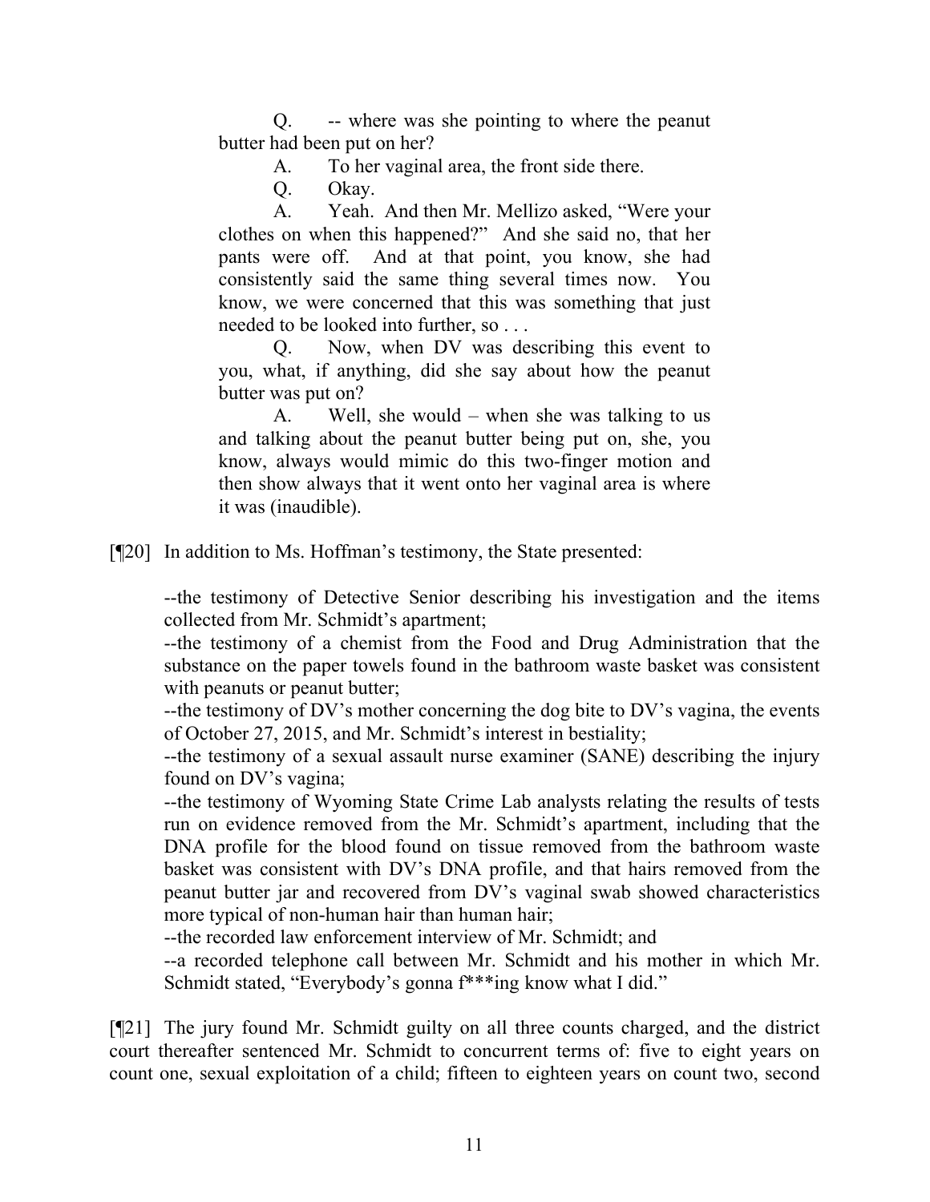> Q. -- where was she pointing to where the peanut butter had been put on her?
>
> A. To her vaginal area, the front side there.
>
> Q. Okay.
>
> A. Yeah. And then Mr. Mellizo asked, "Were your clothes on when this happened?" And she said no, that her pants were off. And at that point, you know, she had consistently said the same thing several times now. You know, we were concerned that this was something that just needed to be looked into further, so . . .
>
> Q. Now, when DV was describing this event to you, what, if anything, did she say about how the peanut butter was put on?
>
> A. Well, she would – when she was talking to us and talking about the peanut butter being put on, she, you know, always would mimic do this two-finger motion and then show always that it went onto her vaginal area is where it was (inaudible).

[¶20] In addition to Ms. Hoffman's testimony, the State presented:

> --the testimony of Detective Senior describing his investigation and the items collected from Mr. Schmidt's apartment;
>
> --the testimony of a chemist from the Food and Drug Administration that the substance on the paper towels found in the bathroom waste basket was consistent with peanuts or peanut butter;
>
> --the testimony of DV's mother concerning the dog bite to DV's vagina, the events of October 27, 2015, and Mr. Schmidt's interest in bestiality;
>
> --the testimony of a sexual assault nurse examiner (SANE) describing the injury found on DV's vagina;
>
> --the testimony of Wyoming State Crime Lab analysts relating the results of tests run on evidence removed from the Mr. Schmidt's apartment, including that the DNA profile for the blood found on tissue removed from the bathroom waste basket was consistent with DV's DNA profile, and that hairs removed from the peanut butter jar and recovered from DV's vaginal swab showed characteristics more typical of non-human hair than human hair;
>
> --the recorded law enforcement interview of Mr. Schmidt; and
>
> --a recorded telephone call between Mr. Schmidt and his mother in which Mr. Schmidt stated, "Everybody's gonna f***ing know what I did."

[¶21] The jury found Mr. Schmidt guilty on all three counts charged, and the district court thereafter sentenced Mr. Schmidt to concurrent terms of: five to eight years on count one, sexual exploitation of a child; fifteen to eighteen years on count two, second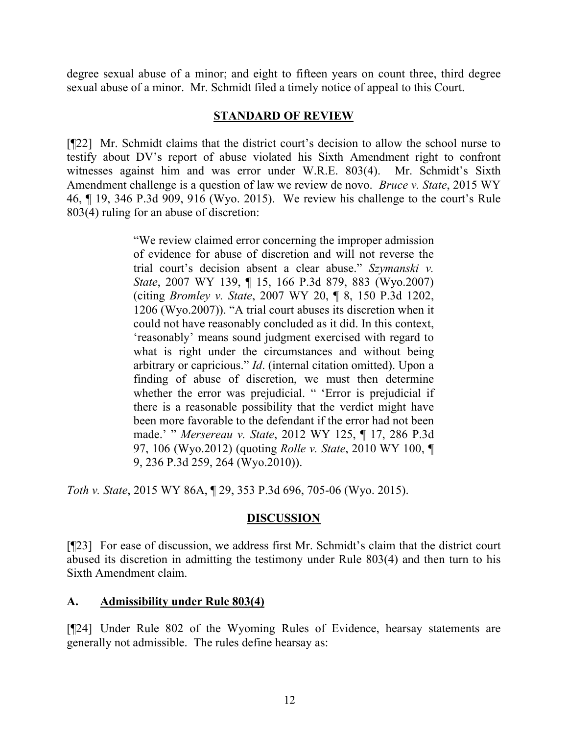degree sexual abuse of a minor; and eight to fifteen years on count three, third degree sexual abuse of a minor. Mr. Schmidt filed a timely notice of appeal to this Court.

## STANDARD OF REVIEW

[¶22] Mr. Schmidt claims that the district court's decision to allow the school nurse to testify about DV's report of abuse violated his Sixth Amendment right to confront witnesses against him and was error under W.R.E. 803(4). Mr. Schmidt's Sixth Amendment challenge is a question of law we review de novo. *Bruce v. State*, 2015 WY 46, ¶ 19, 346 P.3d 909, 916 (Wyo. 2015). We review his challenge to the court's Rule 803(4) ruling for an abuse of discretion:

> "We review claimed error concerning the improper admission of evidence for abuse of discretion and will not reverse the trial court's decision absent a clear abuse." *Szymanski v. State*, 2007 WY 139, ¶ 15, 166 P.3d 879, 883 (Wyo.2007) (citing *Bromley v. State*, 2007 WY 20, ¶ 8, 150 P.3d 1202, 1206 (Wyo.2007)). "A trial court abuses its discretion when it could not have reasonably concluded as it did. In this context, 'reasonably' means sound judgment exercised with regard to what is right under the circumstances and without being arbitrary or capricious." *Id*. (internal citation omitted). Upon a finding of abuse of discretion, we must then determine whether the error was prejudicial. " 'Error is prejudicial if there is a reasonable possibility that the verdict might have been more favorable to the defendant if the error had not been made.' " *Mersereau v. State*, 2012 WY 125, ¶ 17, 286 P.3d 97, 106 (Wyo.2012) (quoting *Rolle v. State*, 2010 WY 100, ¶ 9, 236 P.3d 259, 264 (Wyo.2010)).

*Toth v. State*, 2015 WY 86A, ¶ 29, 353 P.3d 696, 705-06 (Wyo. 2015).

## DISCUSSION

[¶23] For ease of discussion, we address first Mr. Schmidt's claim that the district court abused its discretion in admitting the testimony under Rule 803(4) and then turn to his Sixth Amendment claim.

### A. Admissibility under Rule 803(4)

[¶24] Under Rule 802 of the Wyoming Rules of Evidence, hearsay statements are generally not admissible. The rules define hearsay as: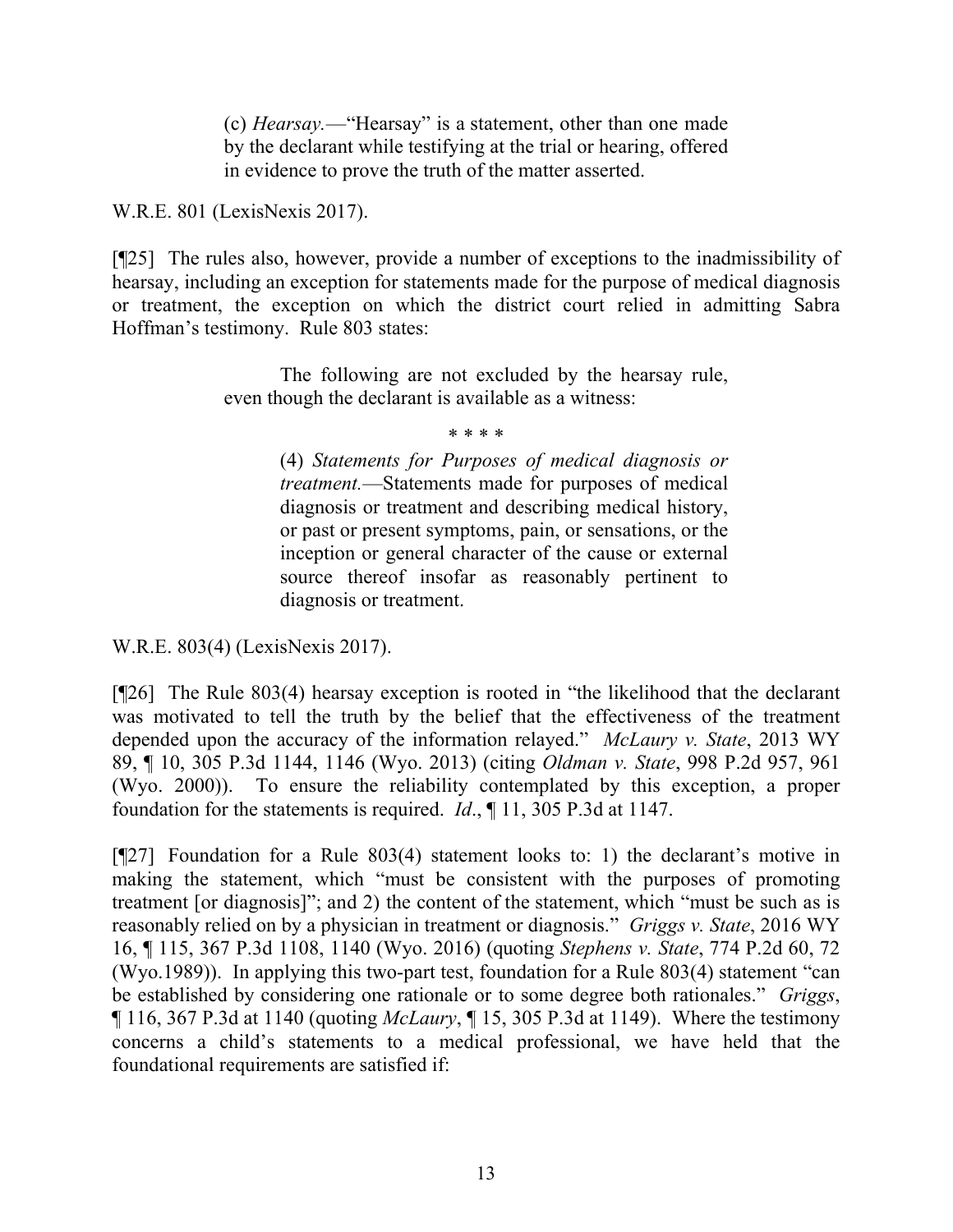> (c) *Hearsay.*—"Hearsay" is a statement, other than one made by the declarant while testifying at the trial or hearing, offered in evidence to prove the truth of the matter asserted.

W.R.E. 801 (LexisNexis 2017).

[¶25] The rules also, however, provide a number of exceptions to the inadmissibility of hearsay, including an exception for statements made for the purpose of medical diagnosis or treatment, the exception on which the district court relied in admitting Sabra Hoffman's testimony. Rule 803 states:

> The following are not excluded by the hearsay rule, even though the declarant is available as a witness:
>
> \* \* \* \*
>
> (4) *Statements for Purposes of medical diagnosis or treatment.*—Statements made for purposes of medical diagnosis or treatment and describing medical history, or past or present symptoms, pain, or sensations, or the inception or general character of the cause or external source thereof insofar as reasonably pertinent to diagnosis or treatment.

W.R.E. 803(4) (LexisNexis 2017).

[¶26] The Rule 803(4) hearsay exception is rooted in "the likelihood that the declarant was motivated to tell the truth by the belief that the effectiveness of the treatment depended upon the accuracy of the information relayed." *McLaury v. State*, 2013 WY 89, ¶ 10, 305 P.3d 1144, 1146 (Wyo. 2013) (citing *Oldman v. State*, 998 P.2d 957, 961 (Wyo. 2000)). To ensure the reliability contemplated by this exception, a proper foundation for the statements is required. *Id*., ¶ 11, 305 P.3d at 1147.

[¶27] Foundation for a Rule 803(4) statement looks to: 1) the declarant's motive in making the statement, which "must be consistent with the purposes of promoting treatment [or diagnosis]"; and 2) the content of the statement, which "must be such as is reasonably relied on by a physician in treatment or diagnosis." *Griggs v. State*, 2016 WY 16, ¶ 115, 367 P.3d 1108, 1140 (Wyo. 2016) (quoting *Stephens v. State*, 774 P.2d 60, 72 (Wyo.1989)). In applying this two-part test, foundation for a Rule 803(4) statement "can be established by considering one rationale or to some degree both rationales." *Griggs*, ¶ 116, 367 P.3d at 1140 (quoting *McLaury*, ¶ 15, 305 P.3d at 1149). Where the testimony concerns a child's statements to a medical professional, we have held that the foundational requirements are satisfied if: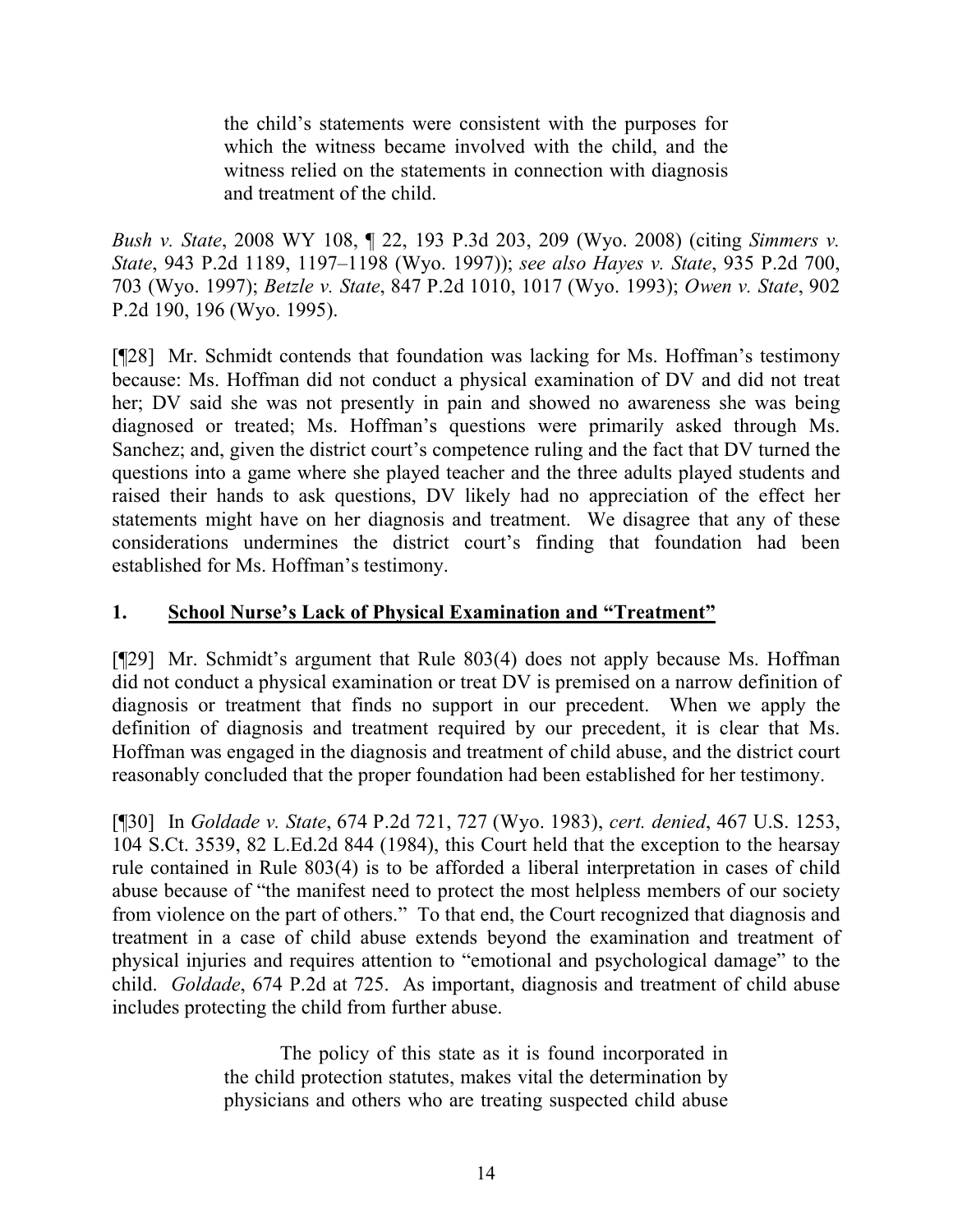> the child's statements were consistent with the purposes for which the witness became involved with the child, and the witness relied on the statements in connection with diagnosis and treatment of the child.

*Bush v. State*, 2008 WY 108, ¶ 22, 193 P.3d 203, 209 (Wyo. 2008) (citing *Simmers v. State*, 943 P.2d 1189, 1197–1198 (Wyo. 1997)); *see also Hayes v. State*, 935 P.2d 700, 703 (Wyo. 1997); *Betzle v. State*, 847 P.2d 1010, 1017 (Wyo. 1993); *Owen v. State*, 902 P.2d 190, 196 (Wyo. 1995).

[¶28] Mr. Schmidt contends that foundation was lacking for Ms. Hoffman's testimony because: Ms. Hoffman did not conduct a physical examination of DV and did not treat her; DV said she was not presently in pain and showed no awareness she was being diagnosed or treated; Ms. Hoffman's questions were primarily asked through Ms. Sanchez; and, given the district court's competence ruling and the fact that DV turned the questions into a game where she played teacher and the three adults played students and raised their hands to ask questions, DV likely had no appreciation of the effect her statements might have on her diagnosis and treatment. We disagree that any of these considerations undermines the district court's finding that foundation had been established for Ms. Hoffman's testimony.

## 1. School Nurse's Lack of Physical Examination and "Treatment"

[¶29] Mr. Schmidt's argument that Rule 803(4) does not apply because Ms. Hoffman did not conduct a physical examination or treat DV is premised on a narrow definition of diagnosis or treatment that finds no support in our precedent. When we apply the definition of diagnosis and treatment required by our precedent, it is clear that Ms. Hoffman was engaged in the diagnosis and treatment of child abuse, and the district court reasonably concluded that the proper foundation had been established for her testimony.

[¶30] In *Goldade v. State*, 674 P.2d 721, 727 (Wyo. 1983), *cert. denied*, 467 U.S. 1253, 104 S.Ct. 3539, 82 L.Ed.2d 844 (1984), this Court held that the exception to the hearsay rule contained in Rule 803(4) is to be afforded a liberal interpretation in cases of child abuse because of "the manifest need to protect the most helpless members of our society from violence on the part of others." To that end, the Court recognized that diagnosis and treatment in a case of child abuse extends beyond the examination and treatment of physical injuries and requires attention to "emotional and psychological damage" to the child. *Goldade*, 674 P.2d at 725. As important, diagnosis and treatment of child abuse includes protecting the child from further abuse.

> The policy of this state as it is found incorporated in the child protection statutes, makes vital the determination by physicians and others who are treating suspected child abuse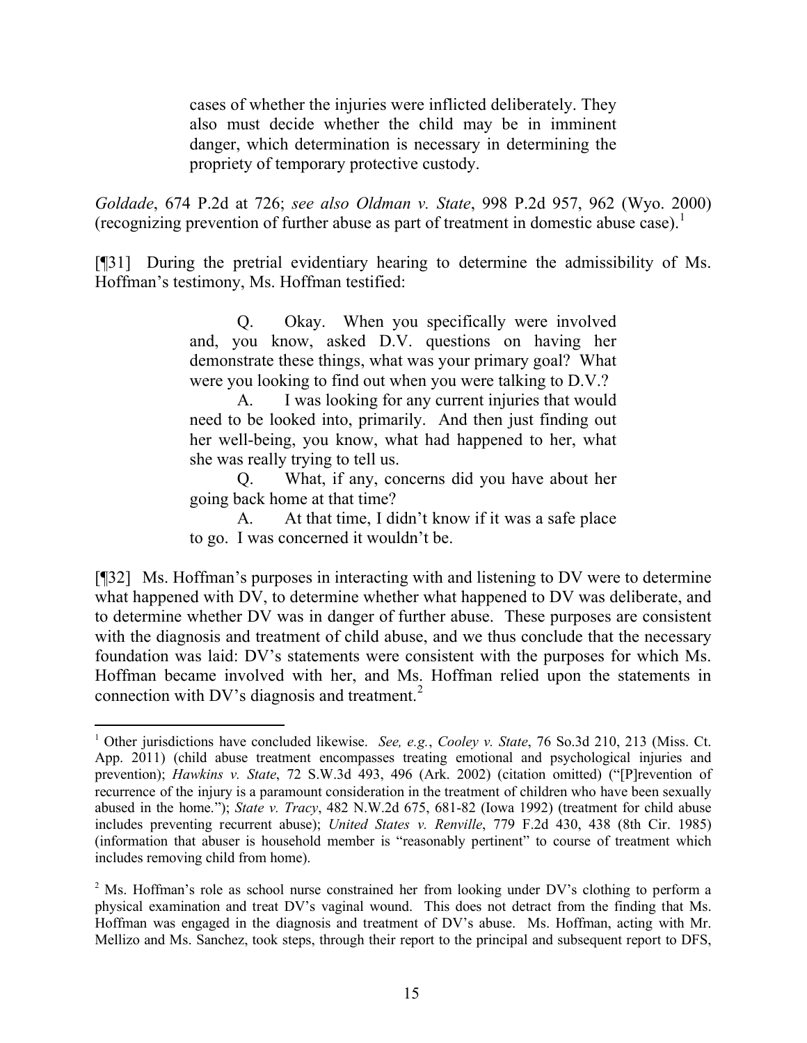> cases of whether the injuries were inflicted deliberately. They also must decide whether the child may be in imminent danger, which determination is necessary in determining the propriety of temporary protective custody.

*Goldade*, 674 P.2d at 726; *see also Oldman v. State*, 998 P.2d 957, 962 (Wyo. 2000) (recognizing prevention of further abuse as part of treatment in domestic abuse case).[1]

[¶31] During the pretrial evidentiary hearing to determine the admissibility of Ms. Hoffman's testimony, Ms. Hoffman testified:

> Q. Okay. When you specifically were involved and, you know, asked D.V. questions on having her demonstrate these things, what was your primary goal? What were you looking to find out when you were talking to D.V.?
>
> A. I was looking for any current injuries that would need to be looked into, primarily. And then just finding out her well-being, you know, what had happened to her, what she was really trying to tell us.
>
> Q. What, if any, concerns did you have about her going back home at that time?
>
> A. At that time, I didn't know if it was a safe place to go. I was concerned it wouldn't be.

[¶32] Ms. Hoffman's purposes in interacting with and listening to DV were to determine what happened with DV, to determine whether what happened to DV was deliberate, and to determine whether DV was in danger of further abuse. These purposes are consistent with the diagnosis and treatment of child abuse, and we thus conclude that the necessary foundation was laid: DV's statements were consistent with the purposes for which Ms. Hoffman became involved with her, and Ms. Hoffman relied upon the statements in connection with DV's diagnosis and treatment.[2]

---

[1] Other jurisdictions have concluded likewise. *See, e.g.*, *Cooley v. State*, 76 So.3d 210, 213 (Miss. Ct. App. 2011) (child abuse treatment encompasses treating emotional and psychological injuries and prevention); *Hawkins v. State*, 72 S.W.3d 493, 496 (Ark. 2002) (citation omitted) ("[P]revention of recurrence of the injury is a paramount consideration in the treatment of children who have been sexually abused in the home."); *State v. Tracy*, 482 N.W.2d 675, 681-82 (Iowa 1992) (treatment for child abuse includes preventing recurrent abuse); *United States v. Renville*, 779 F.2d 430, 438 (8th Cir. 1985) (information that abuser is household member is "reasonably pertinent" to course of treatment which includes removing child from home).

[2] Ms. Hoffman's role as school nurse constrained her from looking under DV's clothing to perform a physical examination and treat DV's vaginal wound. This does not detract from the finding that Ms. Hoffman was engaged in the diagnosis and treatment of DV's abuse. Ms. Hoffman, acting with Mr. Mellizo and Ms. Sanchez, took steps, through their report to the principal and subsequent report to DFS,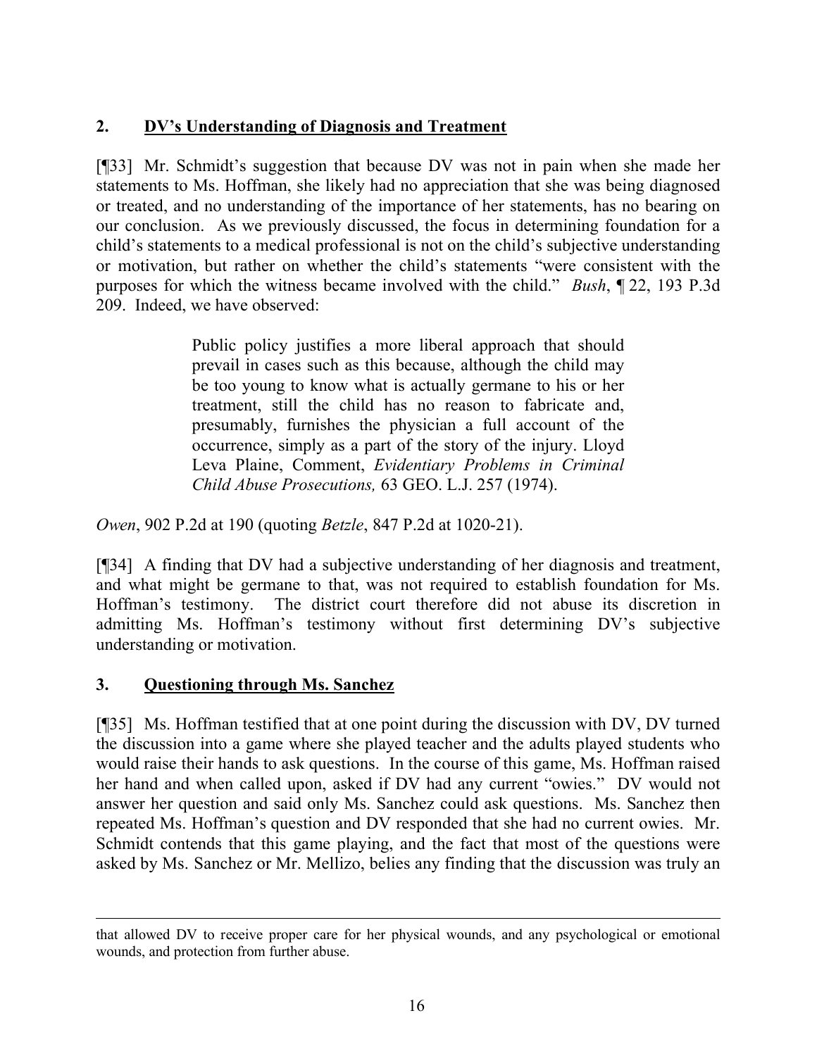### 2. <u>DV's Understanding of Diagnosis and Treatment</u>

[¶33] Mr. Schmidt's suggestion that because DV was not in pain when she made her statements to Ms. Hoffman, she likely had no appreciation that she was being diagnosed or treated, and no understanding of the importance of her statements, has no bearing on our conclusion. As we previously discussed, the focus in determining foundation for a child's statements to a medical professional is not on the child's subjective understanding or motivation, but rather on whether the child's statements "were consistent with the purposes for which the witness became involved with the child." *Bush*, ¶ 22, 193 P.3d 209. Indeed, we have observed:

> Public policy justifies a more liberal approach that should prevail in cases such as this because, although the child may be too young to know what is actually germane to his or her treatment, still the child has no reason to fabricate and, presumably, furnishes the physician a full account of the occurrence, simply as a part of the story of the injury. Lloyd Leva Plaine, Comment, *Evidentiary Problems in Criminal Child Abuse Prosecutions,* 63 GEO. L.J. 257 (1974).

*Owen*, 902 P.2d at 190 (quoting *Betzle*, 847 P.2d at 1020-21).

[¶34] A finding that DV had a subjective understanding of her diagnosis and treatment, and what might be germane to that, was not required to establish foundation for Ms. Hoffman's testimony. The district court therefore did not abuse its discretion in admitting Ms. Hoffman's testimony without first determining DV's subjective understanding or motivation.

### 3. <u>Questioning through Ms. Sanchez</u>

[¶35] Ms. Hoffman testified that at one point during the discussion with DV, DV turned the discussion into a game where she played teacher and the adults played students who would raise their hands to ask questions. In the course of this game, Ms. Hoffman raised her hand and when called upon, asked if DV had any current "owies." DV would not answer her question and said only Ms. Sanchez could ask questions. Ms. Sanchez then repeated Ms. Hoffman's question and DV responded that she had no current owies. Mr. Schmidt contends that this game playing, and the fact that most of the questions were asked by Ms. Sanchez or Mr. Mellizo, belies any finding that the discussion was truly an

---

that allowed DV to receive proper care for her physical wounds, and any psychological or emotional wounds, and protection from further abuse.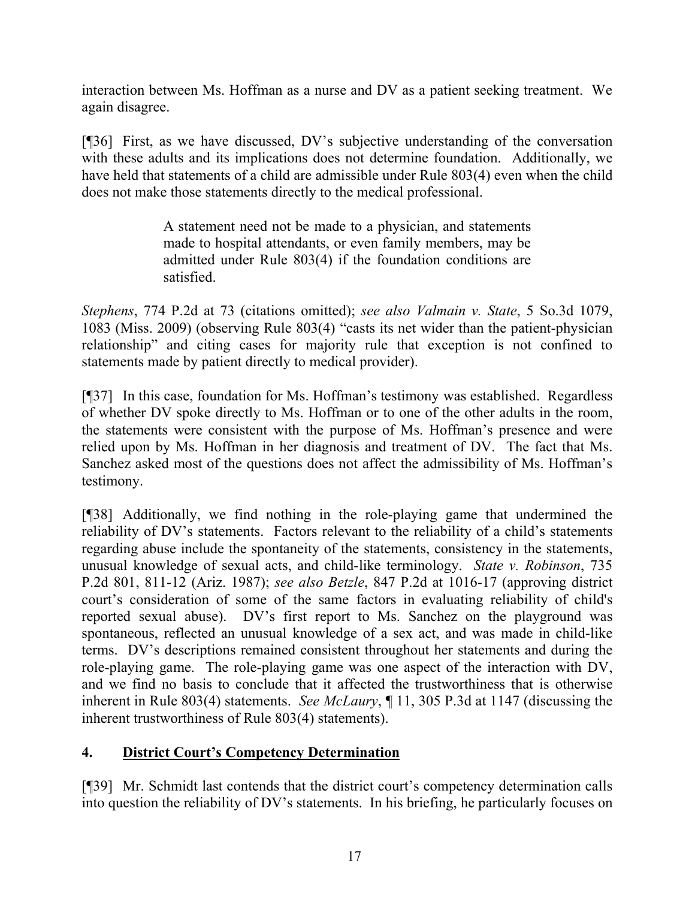interaction between Ms. Hoffman as a nurse and DV as a patient seeking treatment. We again disagree.

[¶36] First, as we have discussed, DV's subjective understanding of the conversation with these adults and its implications does not determine foundation. Additionally, we have held that statements of a child are admissible under Rule 803(4) even when the child does not make those statements directly to the medical professional.

> A statement need not be made to a physician, and statements made to hospital attendants, or even family members, may be admitted under Rule 803(4) if the foundation conditions are satisfied.

*Stephens*, 774 P.2d at 73 (citations omitted); *see also Valmain v. State*, 5 So.3d 1079, 1083 (Miss. 2009) (observing Rule 803(4) "casts its net wider than the patient-physician relationship" and citing cases for majority rule that exception is not confined to statements made by patient directly to medical provider).

[¶37] In this case, foundation for Ms. Hoffman's testimony was established. Regardless of whether DV spoke directly to Ms. Hoffman or to one of the other adults in the room, the statements were consistent with the purpose of Ms. Hoffman's presence and were relied upon by Ms. Hoffman in her diagnosis and treatment of DV. The fact that Ms. Sanchez asked most of the questions does not affect the admissibility of Ms. Hoffman's testimony.

[¶38] Additionally, we find nothing in the role-playing game that undermined the reliability of DV's statements. Factors relevant to the reliability of a child's statements regarding abuse include the spontaneity of the statements, consistency in the statements, unusual knowledge of sexual acts, and child-like terminology. *State v. Robinson*, 735 P.2d 801, 811-12 (Ariz. 1987); *see also Betzle*, 847 P.2d at 1016-17 (approving district court's consideration of some of the same factors in evaluating reliability of child's reported sexual abuse). DV's first report to Ms. Sanchez on the playground was spontaneous, reflected an unusual knowledge of a sex act, and was made in child-like terms. DV's descriptions remained consistent throughout her statements and during the role-playing game. The role-playing game was one aspect of the interaction with DV, and we find no basis to conclude that it affected the trustworthiness that is otherwise inherent in Rule 803(4) statements. *See McLaury*, ¶ 11, 305 P.3d at 1147 (discussing the inherent trustworthiness of Rule 803(4) statements).

## 4. District Court's Competency Determination

[¶39] Mr. Schmidt last contends that the district court's competency determination calls into question the reliability of DV's statements. In his briefing, he particularly focuses on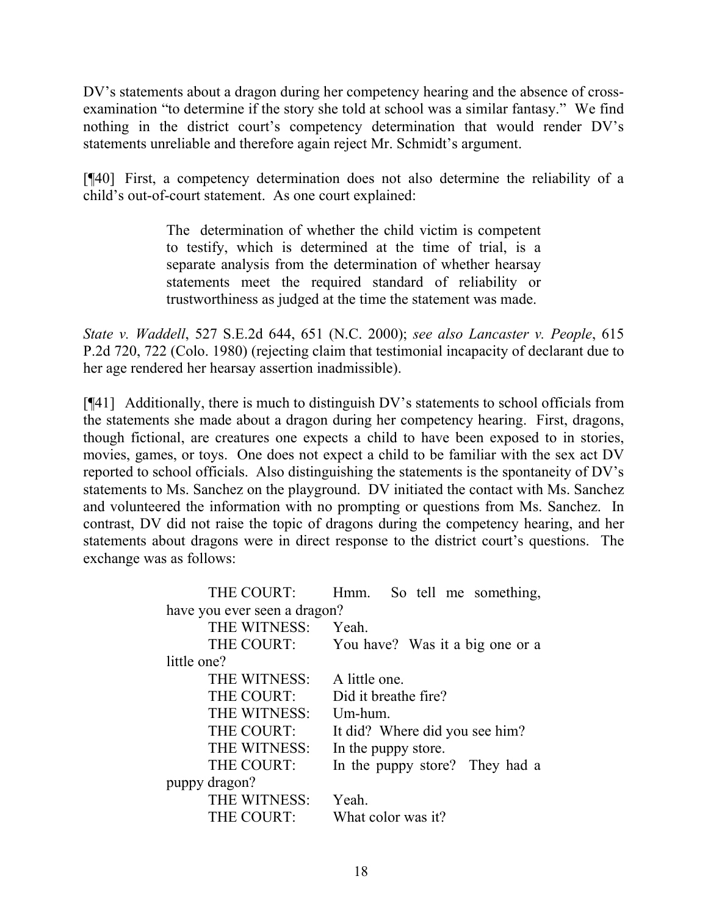DV's statements about a dragon during her competency hearing and the absence of cross-examination "to determine if the story she told at school was a similar fantasy." We find nothing in the district court's competency determination that would render DV's statements unreliable and therefore again reject Mr. Schmidt's argument.

[¶40] First, a competency determination does not also determine the reliability of a child's out-of-court statement. As one court explained:

> The determination of whether the child victim is competent to testify, which is determined at the time of trial, is a separate analysis from the determination of whether hearsay statements meet the required standard of reliability or trustworthiness as judged at the time the statement was made.

*State v. Waddell*, 527 S.E.2d 644, 651 (N.C. 2000); *see also Lancaster v. People*, 615 P.2d 720, 722 (Colo. 1980) (rejecting claim that testimonial incapacity of declarant due to her age rendered her hearsay assertion inadmissible).

[¶41] Additionally, there is much to distinguish DV's statements to school officials from the statements she made about a dragon during her competency hearing. First, dragons, though fictional, are creatures one expects a child to have been exposed to in stories, movies, games, or toys. One does not expect a child to be familiar with the sex act DV reported to school officials. Also distinguishing the statements is the spontaneity of DV's statements to Ms. Sanchez on the playground. DV initiated the contact with Ms. Sanchez and volunteered the information with no prompting or questions from Ms. Sanchez. In contrast, DV did not raise the topic of dragons during the competency hearing, and her statements about dragons were in direct response to the district court's questions. The exchange was as follows:

> THE COURT: Hmm. So tell me something, have you ever seen a dragon?
>
> THE WITNESS: Yeah.
>
> THE COURT: You have? Was it a big one or a little one?
>
> THE WITNESS: A little one.
>
> THE COURT: Did it breathe fire?
>
> THE WITNESS: Um-hum.
>
> THE COURT: It did? Where did you see him?
>
> THE WITNESS: In the puppy store.
>
> THE COURT: In the puppy store? They had a puppy dragon?
>
> THE WITNESS: Yeah.
>
> THE COURT: What color was it?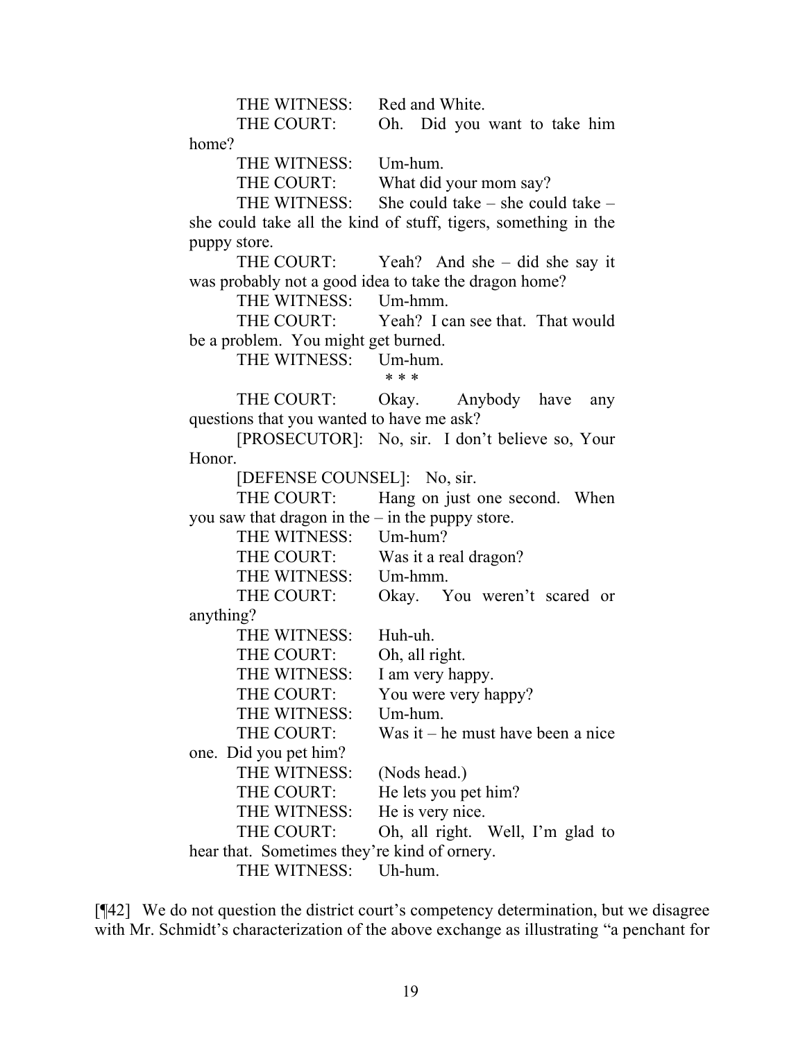THE WITNESS: Red and White.

THE COURT: Oh. Did you want to take him home?

THE WITNESS: Um-hum.

THE COURT: What did your mom say?

THE WITNESS: She could take – she could take – she could take all the kind of stuff, tigers, something in the puppy store.

THE COURT: Yeah? And she – did she say it was probably not a good idea to take the dragon home?

THE WITNESS: Um-hmm.

THE COURT: Yeah? I can see that. That would be a problem. You might get burned.

THE WITNESS: Um-hum.

\* \* \*

THE COURT: Okay. Anybody have any questions that you wanted to have me ask?

[PROSECUTOR]: No, sir. I don't believe so, Your Honor.

[DEFENSE COUNSEL]: No, sir.

THE COURT: Hang on just one second. When you saw that dragon in the – in the puppy store.

THE WITNESS: Um-hum?

THE COURT: Was it a real dragon?

THE WITNESS: Um-hmm.

THE COURT: Okay. You weren't scared or anything?

THE WITNESS: Huh-uh.

THE COURT: Oh, all right.

THE WITNESS: I am very happy.

THE COURT: You were very happy?

THE WITNESS: Um-hum.

THE COURT: Was it – he must have been a nice one. Did you pet him?

THE WITNESS: (Nods head.)

THE COURT: He lets you pet him?

THE WITNESS: He is very nice.

THE COURT: Oh, all right. Well, I'm glad to hear that. Sometimes they're kind of ornery.

THE WITNESS: Uh-hum.

[¶42] We do not question the district court's competency determination, but we disagree with Mr. Schmidt's characterization of the above exchange as illustrating "a penchant for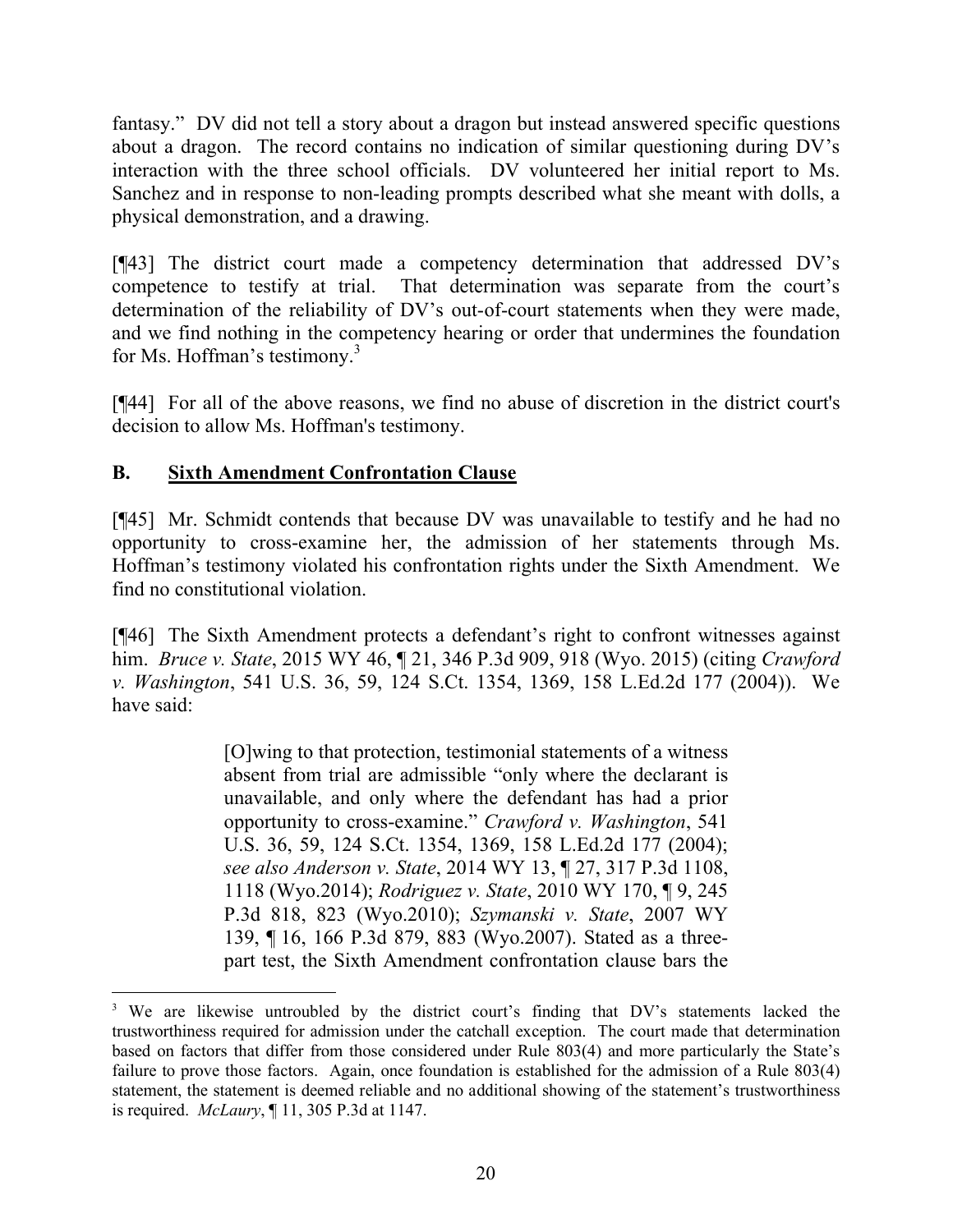fantasy." DV did not tell a story about a dragon but instead answered specific questions about a dragon. The record contains no indication of similar questioning during DV's interaction with the three school officials. DV volunteered her initial report to Ms. Sanchez and in response to non-leading prompts described what she meant with dolls, a physical demonstration, and a drawing.

[¶43] The district court made a competency determination that addressed DV's competence to testify at trial. That determination was separate from the court's determination of the reliability of DV's out-of-court statements when they were made, and we find nothing in the competency hearing or order that undermines the foundation for Ms. Hoffman's testimony.[3]

[¶44] For all of the above reasons, we find no abuse of discretion in the district court's decision to allow Ms. Hoffman's testimony.

## B. Sixth Amendment Confrontation Clause

[¶45] Mr. Schmidt contends that because DV was unavailable to testify and he had no opportunity to cross-examine her, the admission of her statements through Ms. Hoffman's testimony violated his confrontation rights under the Sixth Amendment. We find no constitutional violation.

[¶46] The Sixth Amendment protects a defendant's right to confront witnesses against him. *Bruce v. State*, 2015 WY 46, ¶ 21, 346 P.3d 909, 918 (Wyo. 2015) (citing *Crawford v. Washington*, 541 U.S. 36, 59, 124 S.Ct. 1354, 1369, 158 L.Ed.2d 177 (2004)). We have said:

> [O]wing to that protection, testimonial statements of a witness absent from trial are admissible "only where the declarant is unavailable, and only where the defendant has had a prior opportunity to cross-examine." *Crawford v. Washington*, 541 U.S. 36, 59, 124 S.Ct. 1354, 1369, 158 L.Ed.2d 177 (2004); *see also Anderson v. State*, 2014 WY 13, ¶ 27, 317 P.3d 1108, 1118 (Wyo.2014); *Rodriguez v. State*, 2010 WY 170, ¶ 9, 245 P.3d 818, 823 (Wyo.2010); *Szymanski v. State*, 2007 WY 139, ¶ 16, 166 P.3d 879, 883 (Wyo.2007). Stated as a three-part test, the Sixth Amendment confrontation clause bars the

---

[3] We are likewise untroubled by the district court's finding that DV's statements lacked the trustworthiness required for admission under the catchall exception. The court made that determination based on factors that differ from those considered under Rule 803(4) and more particularly the State's failure to prove those factors. Again, once foundation is established for the admission of a Rule 803(4) statement, the statement is deemed reliable and no additional showing of the statement's trustworthiness is required. *McLaury*, ¶ 11, 305 P.3d at 1147.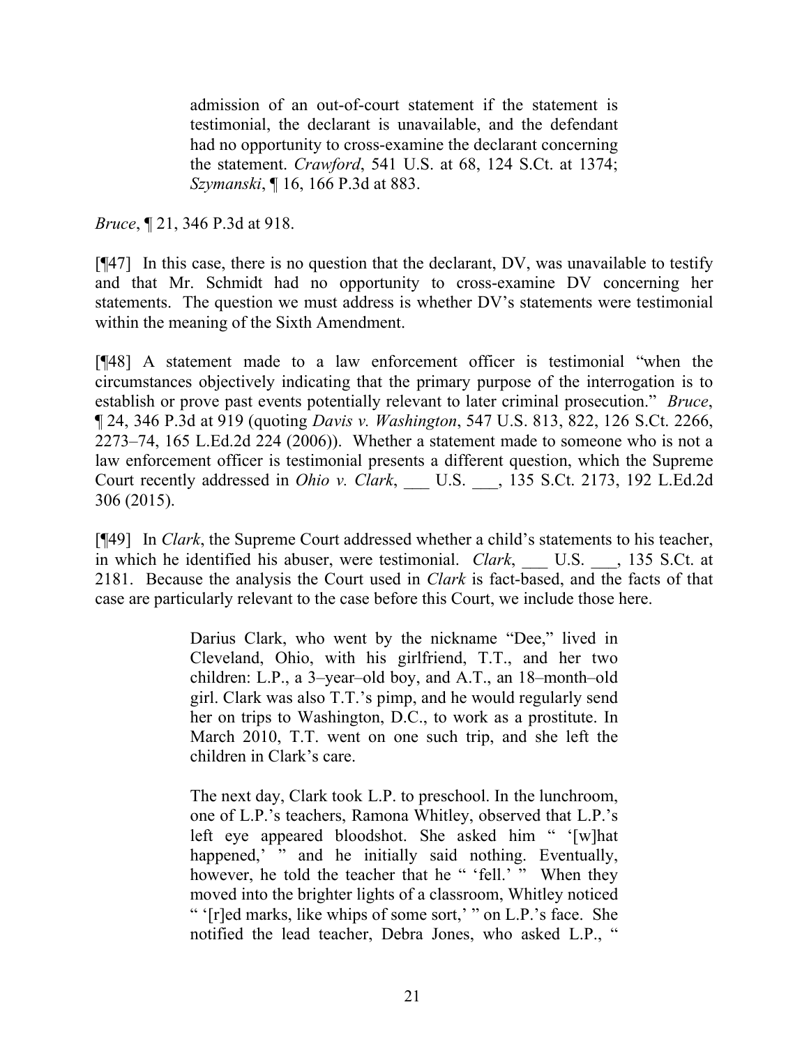> admission of an out-of-court statement if the statement is testimonial, the declarant is unavailable, and the defendant had no opportunity to cross-examine the declarant concerning the statement. *Crawford*, 541 U.S. at 68, 124 S.Ct. at 1374; *Szymanski*, ¶ 16, 166 P.3d at 883.

*Bruce*, ¶ 21, 346 P.3d at 918.

[¶47] In this case, there is no question that the declarant, DV, was unavailable to testify and that Mr. Schmidt had no opportunity to cross-examine DV concerning her statements. The question we must address is whether DV's statements were testimonial within the meaning of the Sixth Amendment.

[¶48] A statement made to a law enforcement officer is testimonial "when the circumstances objectively indicating that the primary purpose of the interrogation is to establish or prove past events potentially relevant to later criminal prosecution." *Bruce*, ¶ 24, 346 P.3d at 919 (quoting *Davis v. Washington*, 547 U.S. 813, 822, 126 S.Ct. 2266, 2273–74, 165 L.Ed.2d 224 (2006)). Whether a statement made to someone who is not a law enforcement officer is testimonial presents a different question, which the Supreme Court recently addressed in *Ohio v. Clark*, ___ U.S. ___, 135 S.Ct. 2173, 192 L.Ed.2d 306 (2015).

[¶49] In *Clark*, the Supreme Court addressed whether a child's statements to his teacher, in which he identified his abuser, were testimonial. *Clark*, ___ U.S. ___, 135 S.Ct. at 2181. Because the analysis the Court used in *Clark* is fact-based, and the facts of that case are particularly relevant to the case before this Court, we include those here.

> Darius Clark, who went by the nickname "Dee," lived in Cleveland, Ohio, with his girlfriend, T.T., and her two children: L.P., a 3–year–old boy, and A.T., an 18–month–old girl. Clark was also T.T.'s pimp, and he would regularly send her on trips to Washington, D.C., to work as a prostitute. In March 2010, T.T. went on one such trip, and she left the children in Clark's care.
>
> The next day, Clark took L.P. to preschool. In the lunchroom, one of L.P.'s teachers, Ramona Whitley, observed that L.P.'s left eye appeared bloodshot. She asked him " '[w]hat happened,' " and he initially said nothing. Eventually, however, he told the teacher that he " 'fell.' " When they moved into the brighter lights of a classroom, Whitley noticed " '[r]ed marks, like whips of some sort,' " on L.P.'s face. She notified the lead teacher, Debra Jones, who asked L.P., "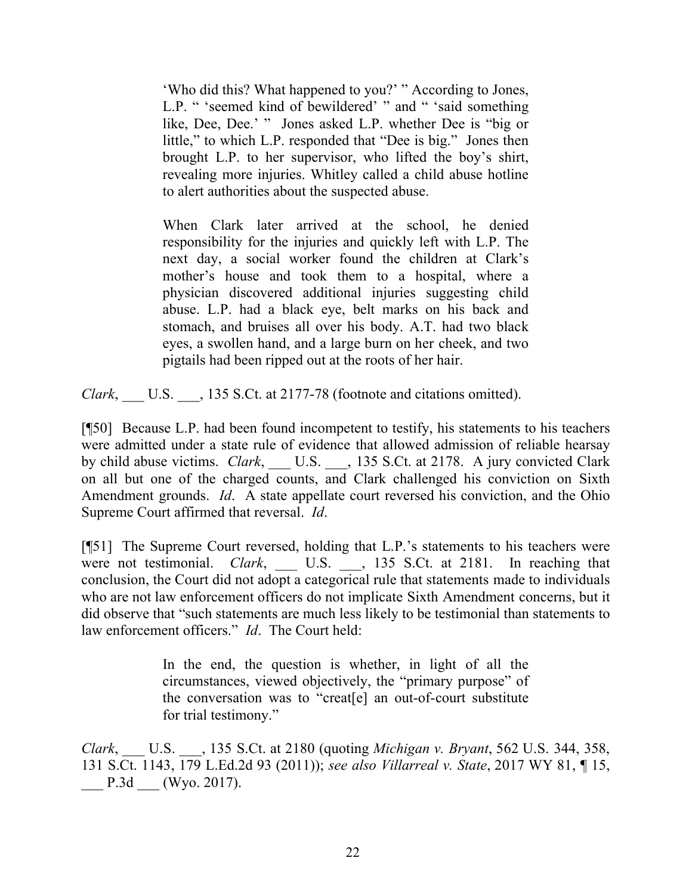> 'Who did this? What happened to you?' " According to Jones, L.P. " 'seemed kind of bewildered' " and " 'said something like, Dee, Dee.' " Jones asked L.P. whether Dee is "big or little," to which L.P. responded that "Dee is big." Jones then brought L.P. to her supervisor, who lifted the boy's shirt, revealing more injuries. Whitley called a child abuse hotline to alert authorities about the suspected abuse.
>
> When Clark later arrived at the school, he denied responsibility for the injuries and quickly left with L.P. The next day, a social worker found the children at Clark's mother's house and took them to a hospital, where a physician discovered additional injuries suggesting child abuse. L.P. had a black eye, belt marks on his back and stomach, and bruises all over his body. A.T. had two black eyes, a swollen hand, and a large burn on her cheek, and two pigtails had been ripped out at the roots of her hair.

*Clark*, ___ U.S. ___, 135 S.Ct. at 2177-78 (footnote and citations omitted).

[¶50] Because L.P. had been found incompetent to testify, his statements to his teachers were admitted under a state rule of evidence that allowed admission of reliable hearsay by child abuse victims. *Clark*, ___ U.S. ___, 135 S.Ct. at 2178. A jury convicted Clark on all but one of the charged counts, and Clark challenged his conviction on Sixth Amendment grounds. *Id*. A state appellate court reversed his conviction, and the Ohio Supreme Court affirmed that reversal. *Id*.

[¶51] The Supreme Court reversed, holding that L.P.'s statements to his teachers were were not testimonial. *Clark*, ___ U.S. ___, 135 S.Ct. at 2181. In reaching that conclusion, the Court did not adopt a categorical rule that statements made to individuals who are not law enforcement officers do not implicate Sixth Amendment concerns, but it did observe that "such statements are much less likely to be testimonial than statements to law enforcement officers." *Id*. The Court held:

> In the end, the question is whether, in light of all the circumstances, viewed objectively, the "primary purpose" of the conversation was to "creat[e] an out-of-court substitute for trial testimony."

*Clark*, ___ U.S. ___, 135 S.Ct. at 2180 (quoting *Michigan v. Bryant*, 562 U.S. 344, 358, 131 S.Ct. 1143, 179 L.Ed.2d 93 (2011)); *see also Villarreal v. State*, 2017 WY 81, ¶ 15, ___ P.3d ___ (Wyo. 2017).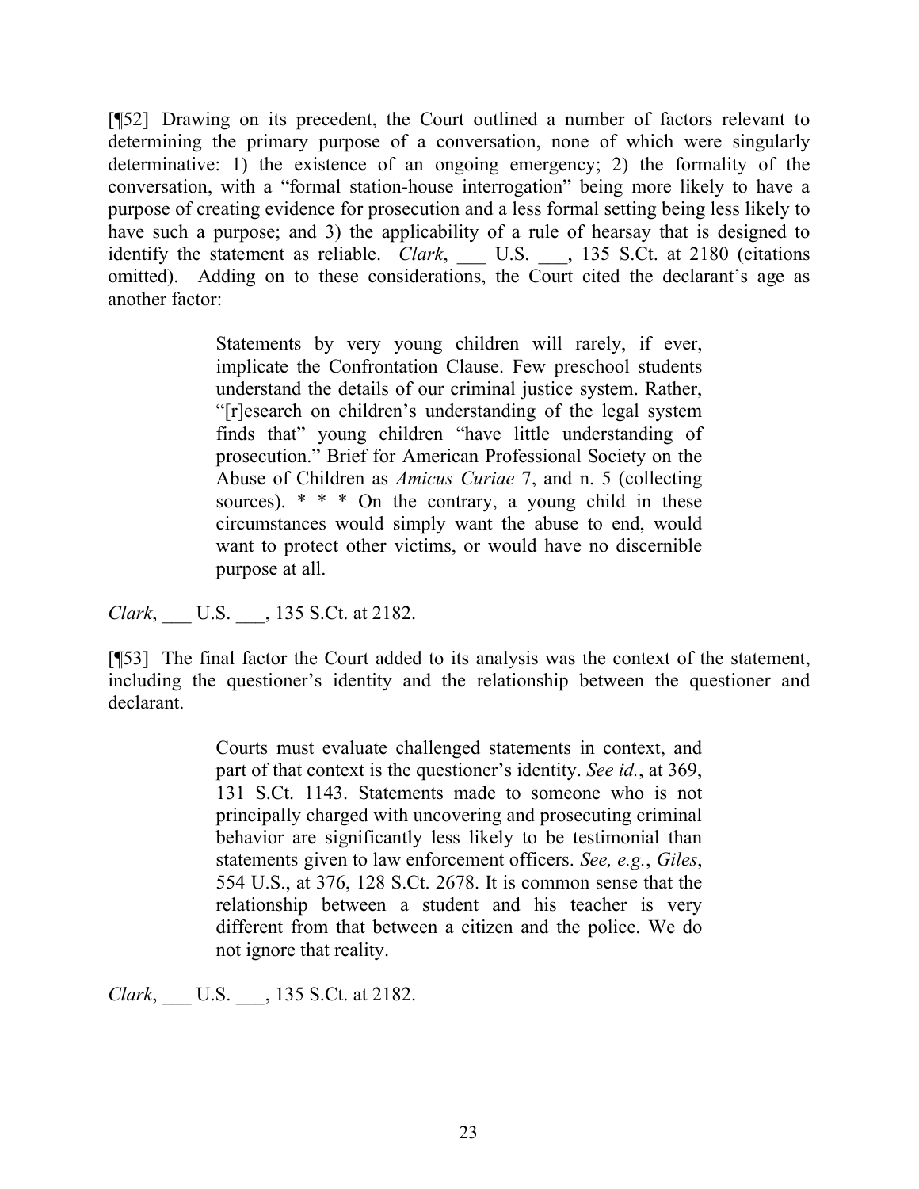[¶52] Drawing on its precedent, the Court outlined a number of factors relevant to determining the primary purpose of a conversation, none of which were singularly determinative: 1) the existence of an ongoing emergency; 2) the formality of the conversation, with a "formal station-house interrogation" being more likely to have a purpose of creating evidence for prosecution and a less formal setting being less likely to have such a purpose; and 3) the applicability of a rule of hearsay that is designed to identify the statement as reliable. *Clark*, ___ U.S. ___, 135 S.Ct. at 2180 (citations omitted). Adding on to these considerations, the Court cited the declarant's age as another factor:

> Statements by very young children will rarely, if ever, implicate the Confrontation Clause. Few preschool students understand the details of our criminal justice system. Rather, "[r]esearch on children's understanding of the legal system finds that" young children "have little understanding of prosecution." Brief for American Professional Society on the Abuse of Children as *Amicus Curiae* 7, and n. 5 (collecting sources). * * * On the contrary, a young child in these circumstances would simply want the abuse to end, would want to protect other victims, or would have no discernible purpose at all.

*Clark*, ___ U.S. ___, 135 S.Ct. at 2182.

[¶53] The final factor the Court added to its analysis was the context of the statement, including the questioner's identity and the relationship between the questioner and declarant.

> Courts must evaluate challenged statements in context, and part of that context is the questioner's identity. *See id.*, at 369, 131 S.Ct. 1143. Statements made to someone who is not principally charged with uncovering and prosecuting criminal behavior are significantly less likely to be testimonial than statements given to law enforcement officers. *See, e.g.*, *Giles*, 554 U.S., at 376, 128 S.Ct. 2678. It is common sense that the relationship between a student and his teacher is very different from that between a citizen and the police. We do not ignore that reality.

*Clark*, ___ U.S. ___, 135 S.Ct. at 2182.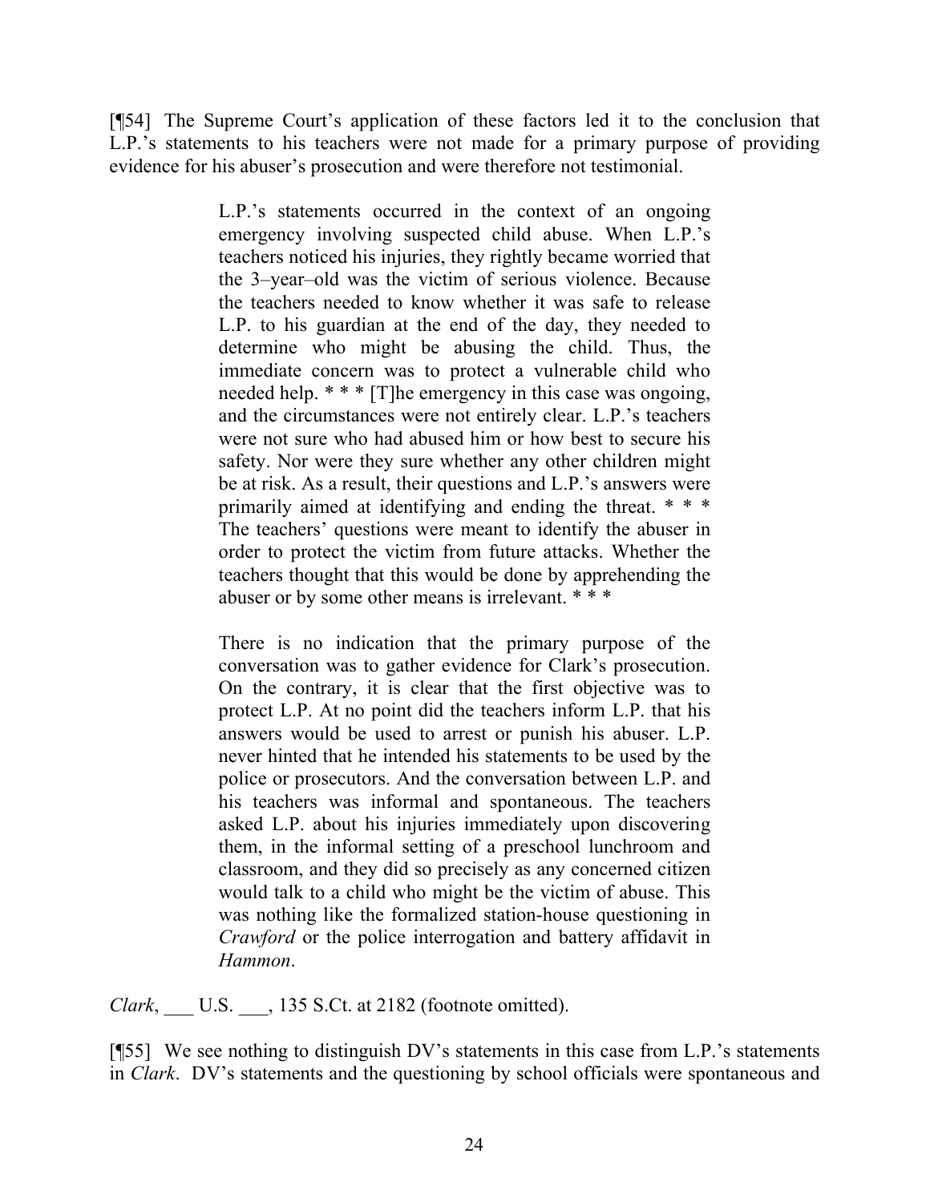[¶54] The Supreme Court's application of these factors led it to the conclusion that L.P.'s statements to his teachers were not made for a primary purpose of providing evidence for his abuser's prosecution and were therefore not testimonial.

> L.P.'s statements occurred in the context of an ongoing emergency involving suspected child abuse. When L.P.'s teachers noticed his injuries, they rightly became worried that the 3–year–old was the victim of serious violence. Because the teachers needed to know whether it was safe to release L.P. to his guardian at the end of the day, they needed to determine who might be abusing the child. Thus, the immediate concern was to protect a vulnerable child who needed help. * * * [T]he emergency in this case was ongoing, and the circumstances were not entirely clear. L.P.'s teachers were not sure who had abused him or how best to secure his safety. Nor were they sure whether any other children might be at risk. As a result, their questions and L.P.'s answers were primarily aimed at identifying and ending the threat. * * * The teachers' questions were meant to identify the abuser in order to protect the victim from future attacks. Whether the teachers thought that this would be done by apprehending the abuser or by some other means is irrelevant. * * *
>
> There is no indication that the primary purpose of the conversation was to gather evidence for Clark's prosecution. On the contrary, it is clear that the first objective was to protect L.P. At no point did the teachers inform L.P. that his answers would be used to arrest or punish his abuser. L.P. never hinted that he intended his statements to be used by the police or prosecutors. And the conversation between L.P. and his teachers was informal and spontaneous. The teachers asked L.P. about his injuries immediately upon discovering them, in the informal setting of a preschool lunchroom and classroom, and they did so precisely as any concerned citizen would talk to a child who might be the victim of abuse. This was nothing like the formalized station-house questioning in *Crawford* or the police interrogation and battery affidavit in *Hammon*.

*Clark*, ___ U.S. ___, 135 S.Ct. at 2182 (footnote omitted).

[¶55] We see nothing to distinguish DV's statements in this case from L.P.'s statements in *Clark*. DV's statements and the questioning by school officials were spontaneous and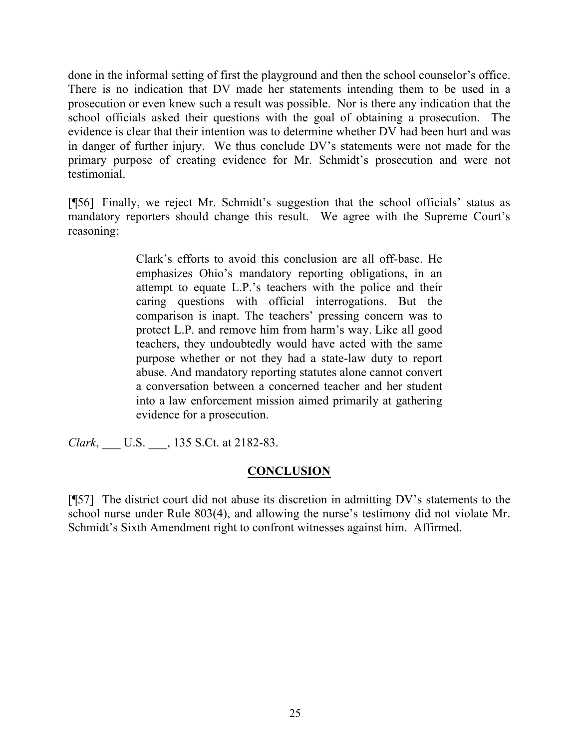done in the informal setting of first the playground and then the school counselor's office. There is no indication that DV made her statements intending them to be used in a prosecution or even knew such a result was possible. Nor is there any indication that the school officials asked their questions with the goal of obtaining a prosecution. The evidence is clear that their intention was to determine whether DV had been hurt and was in danger of further injury. We thus conclude DV's statements were not made for the primary purpose of creating evidence for Mr. Schmidt's prosecution and were not testimonial.

[¶56] Finally, we reject Mr. Schmidt's suggestion that the school officials' status as mandatory reporters should change this result. We agree with the Supreme Court's reasoning:

> Clark's efforts to avoid this conclusion are all off-base. He emphasizes Ohio's mandatory reporting obligations, in an attempt to equate L.P.'s teachers with the police and their caring questions with official interrogations. But the comparison is inapt. The teachers' pressing concern was to protect L.P. and remove him from harm's way. Like all good teachers, they undoubtedly would have acted with the same purpose whether or not they had a state-law duty to report abuse. And mandatory reporting statutes alone cannot convert a conversation between a concerned teacher and her student into a law enforcement mission aimed primarily at gathering evidence for a prosecution.

*Clark*, ___ U.S. ___, 135 S.Ct. at 2182-83.

## CONCLUSION

[¶57] The district court did not abuse its discretion in admitting DV's statements to the school nurse under Rule 803(4), and allowing the nurse's testimony did not violate Mr. Schmidt's Sixth Amendment right to confront witnesses against him. Affirmed.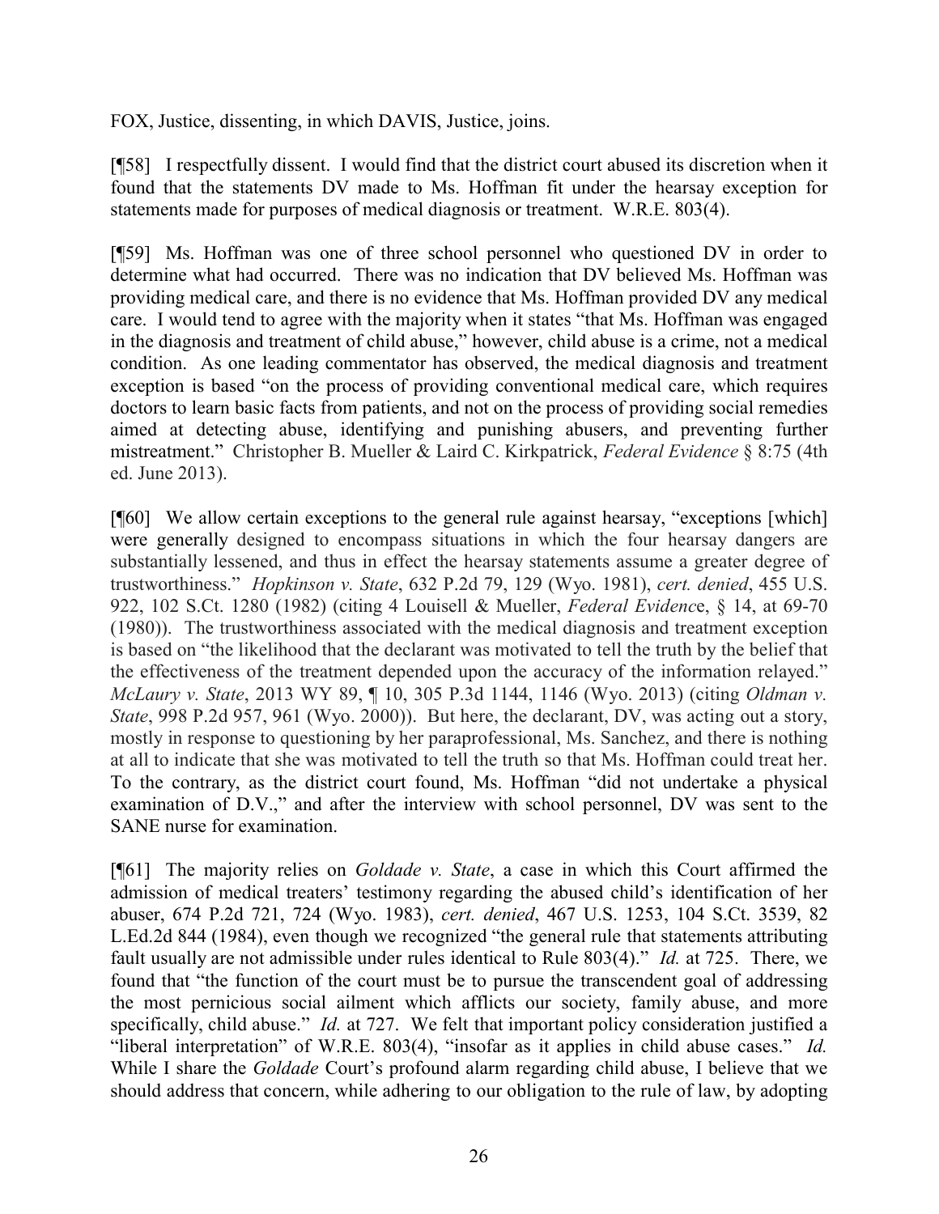FOX, Justice, dissenting, in which DAVIS, Justice, joins.

[¶58] I respectfully dissent. I would find that the district court abused its discretion when it found that the statements DV made to Ms. Hoffman fit under the hearsay exception for statements made for purposes of medical diagnosis or treatment. W.R.E. 803(4).

[¶59] Ms. Hoffman was one of three school personnel who questioned DV in order to determine what had occurred. There was no indication that DV believed Ms. Hoffman was providing medical care, and there is no evidence that Ms. Hoffman provided DV any medical care. I would tend to agree with the majority when it states "that Ms. Hoffman was engaged in the diagnosis and treatment of child abuse," however, child abuse is a crime, not a medical condition. As one leading commentator has observed, the medical diagnosis and treatment exception is based "on the process of providing conventional medical care, which requires doctors to learn basic facts from patients, and not on the process of providing social remedies aimed at detecting abuse, identifying and punishing abusers, and preventing further mistreatment." Christopher B. Mueller & Laird C. Kirkpatrick, *Federal Evidence* § 8:75 (4th ed. June 2013).

[¶60] We allow certain exceptions to the general rule against hearsay, "exceptions [which] were generally designed to encompass situations in which the four hearsay dangers are substantially lessened, and thus in effect the hearsay statements assume a greater degree of trustworthiness." *Hopkinson v. State*, 632 P.2d 79, 129 (Wyo. 1981), *cert. denied*, 455 U.S. 922, 102 S.Ct. 1280 (1982) (citing 4 Louisell & Mueller, *Federal Evidenc*e, § 14, at 69-70 (1980)). The trustworthiness associated with the medical diagnosis and treatment exception is based on "the likelihood that the declarant was motivated to tell the truth by the belief that the effectiveness of the treatment depended upon the accuracy of the information relayed." *McLaury v. State*, 2013 WY 89, ¶ 10, 305 P.3d 1144, 1146 (Wyo. 2013) (citing *Oldman v. State*, 998 P.2d 957, 961 (Wyo. 2000)). But here, the declarant, DV, was acting out a story, mostly in response to questioning by her paraprofessional, Ms. Sanchez, and there is nothing at all to indicate that she was motivated to tell the truth so that Ms. Hoffman could treat her. To the contrary, as the district court found, Ms. Hoffman "did not undertake a physical examination of D.V.," and after the interview with school personnel, DV was sent to the SANE nurse for examination.

[¶61] The majority relies on *Goldade v. State*, a case in which this Court affirmed the admission of medical treaters' testimony regarding the abused child's identification of her abuser, 674 P.2d 721, 724 (Wyo. 1983), *cert. denied*, 467 U.S. 1253, 104 S.Ct. 3539, 82 L.Ed.2d 844 (1984), even though we recognized "the general rule that statements attributing fault usually are not admissible under rules identical to Rule 803(4)." *Id.* at 725. There, we found that "the function of the court must be to pursue the transcendent goal of addressing the most pernicious social ailment which afflicts our society, family abuse, and more specifically, child abuse." *Id.* at 727. We felt that important policy consideration justified a "liberal interpretation" of W.R.E. 803(4), "insofar as it applies in child abuse cases." *Id.* While I share the *Goldade* Court's profound alarm regarding child abuse, I believe that we should address that concern, while adhering to our obligation to the rule of law, by adopting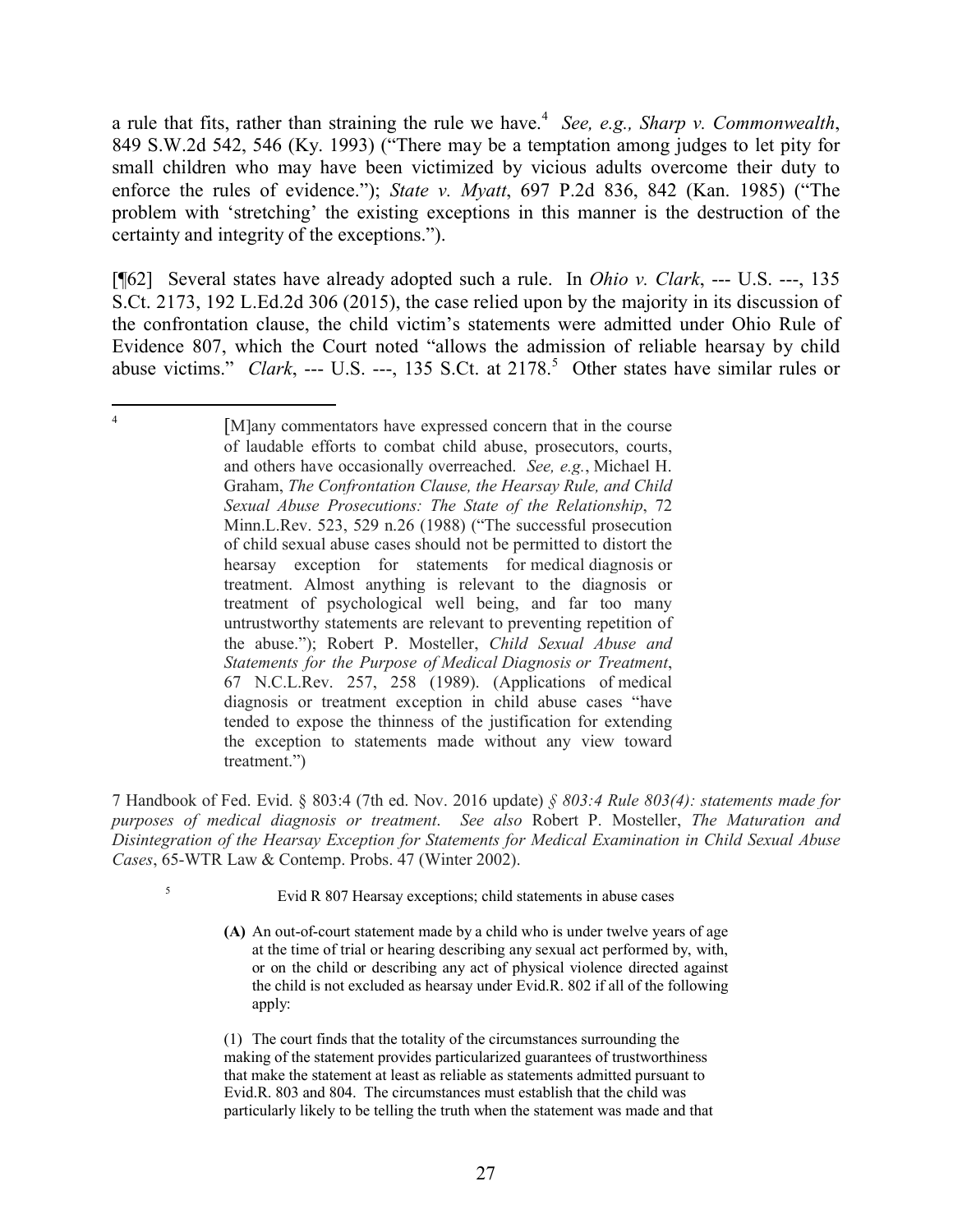a rule that fits, rather than straining the rule we have.[4] *See, e.g., Sharp v. Commonwealth*, 849 S.W.2d 542, 546 (Ky. 1993) ("There may be a temptation among judges to let pity for small children who may have been victimized by vicious adults overcome their duty to enforce the rules of evidence."); *State v. Myatt*, 697 P.2d 836, 842 (Kan. 1985) ("The problem with 'stretching' the existing exceptions in this manner is the destruction of the certainty and integrity of the exceptions.").

[¶62] Several states have already adopted such a rule. In *Ohio v. Clark*, --- U.S. ---, 135 S.Ct. 2173, 192 L.Ed.2d 306 (2015), the case relied upon by the majority in its discussion of the confrontation clause, the child victim's statements were admitted under Ohio Rule of Evidence 807, which the Court noted "allows the admission of reliable hearsay by child abuse victims." *Clark*, --- U.S. ---, 135 S.Ct. at 2178.[5] Other states have similar rules or

---

[4]

> [M]any commentators have expressed concern that in the course of laudable efforts to combat child abuse, prosecutors, courts, and others have occasionally overreached. *See, e.g.*, Michael H. Graham, *The Confrontation Clause, the Hearsay Rule, and Child Sexual Abuse Prosecutions: The State of the Relationship*, 72 Minn.L.Rev. 523, 529 n.26 (1988) ("The successful prosecution of child sexual abuse cases should not be permitted to distort the hearsay exception for statements for medical diagnosis or treatment. Almost anything is relevant to the diagnosis or treatment of psychological well being, and far too many untrustworthy statements are relevant to preventing repetition of the abuse."); Robert P. Mosteller, *Child Sexual Abuse and Statements for the Purpose of Medical Diagnosis or Treatment*, 67 N.C.L.Rev. 257, 258 (1989). (Applications of medical diagnosis or treatment exception in child abuse cases "have tended to expose the thinness of the justification for extending the exception to statements made without any view toward treatment.")

7 Handbook of Fed. Evid. § 803:4 (7th ed. Nov. 2016 update) *§ 803:4 Rule 803(4): statements made for purposes of medical diagnosis or treatment*. *See also* Robert P. Mosteller, *The Maturation and Disintegration of the Hearsay Exception for Statements for Medical Examination in Child Sexual Abuse Cases*, 65-WTR Law & Contemp. Probs. 47 (Winter 2002).

[5]

> Evid R 807 Hearsay exceptions; child statements in abuse cases
>
> **(A)** An out-of-court statement made by a child who is under twelve years of age at the time of trial or hearing describing any sexual act performed by, with, or on the child or describing any act of physical violence directed against the child is not excluded as hearsay under Evid.R. 802 if all of the following apply:
>
> (1) The court finds that the totality of the circumstances surrounding the making of the statement provides particularized guarantees of trustworthiness that make the statement at least as reliable as statements admitted pursuant to Evid.R. 803 and 804. The circumstances must establish that the child was particularly likely to be telling the truth when the statement was made and that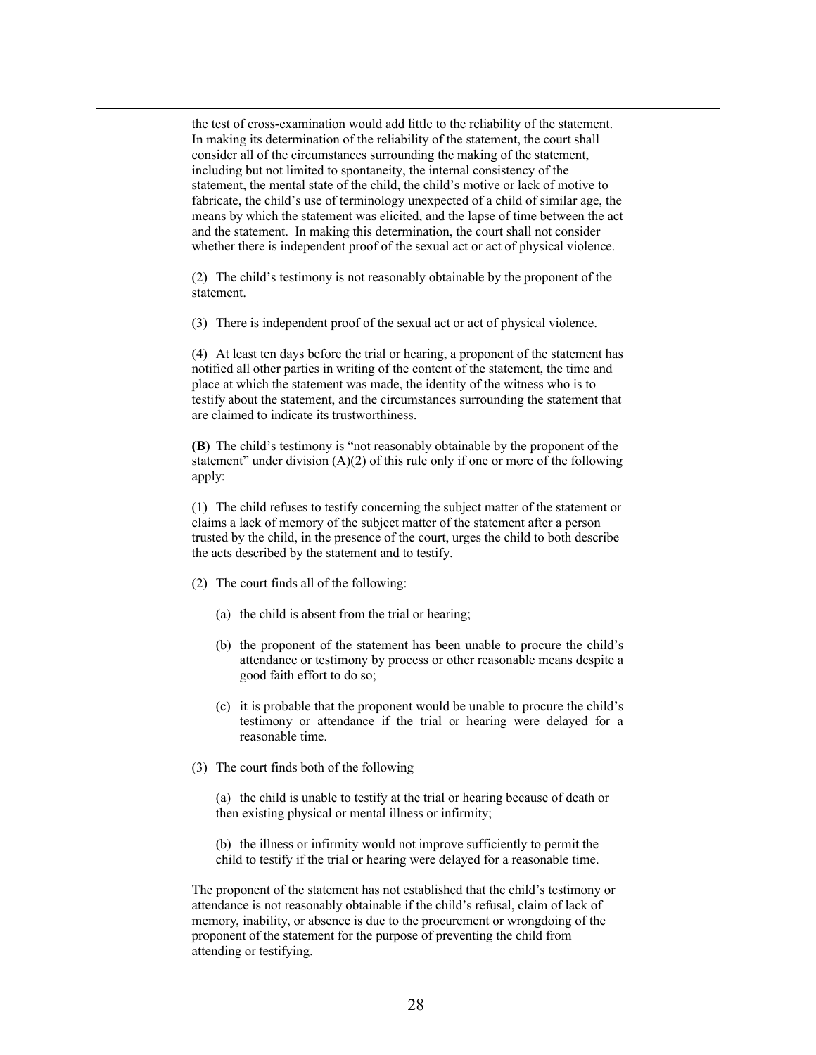the test of cross-examination would add little to the reliability of the statement. In making its determination of the reliability of the statement, the court shall consider all of the circumstances surrounding the making of the statement, including but not limited to spontaneity, the internal consistency of the statement, the mental state of the child, the child's motive or lack of motive to fabricate, the child's use of terminology unexpected of a child of similar age, the means by which the statement was elicited, and the lapse of time between the act and the statement. In making this determination, the court shall not consider whether there is independent proof of the sexual act or act of physical violence.

(2) The child's testimony is not reasonably obtainable by the proponent of the statement.

(3) There is independent proof of the sexual act or act of physical violence.

(4) At least ten days before the trial or hearing, a proponent of the statement has notified all other parties in writing of the content of the statement, the time and place at which the statement was made, the identity of the witness who is to testify about the statement, and the circumstances surrounding the statement that are claimed to indicate its trustworthiness.

**(B)** The child's testimony is "not reasonably obtainable by the proponent of the statement" under division (A)(2) of this rule only if one or more of the following apply:

(1) The child refuses to testify concerning the subject matter of the statement or claims a lack of memory of the subject matter of the statement after a person trusted by the child, in the presence of the court, urges the child to both describe the acts described by the statement and to testify.

(2) The court finds all of the following:

(a) the child is absent from the trial or hearing;

(b) the proponent of the statement has been unable to procure the child's attendance or testimony by process or other reasonable means despite a good faith effort to do so;

(c) it is probable that the proponent would be unable to procure the child's testimony or attendance if the trial or hearing were delayed for a reasonable time.

(3) The court finds both of the following

(a) the child is unable to testify at the trial or hearing because of death or then existing physical or mental illness or infirmity;

(b) the illness or infirmity would not improve sufficiently to permit the child to testify if the trial or hearing were delayed for a reasonable time.

The proponent of the statement has not established that the child's testimony or attendance is not reasonably obtainable if the child's refusal, claim of lack of memory, inability, or absence is due to the procurement or wrongdoing of the proponent of the statement for the purpose of preventing the child from attending or testifying.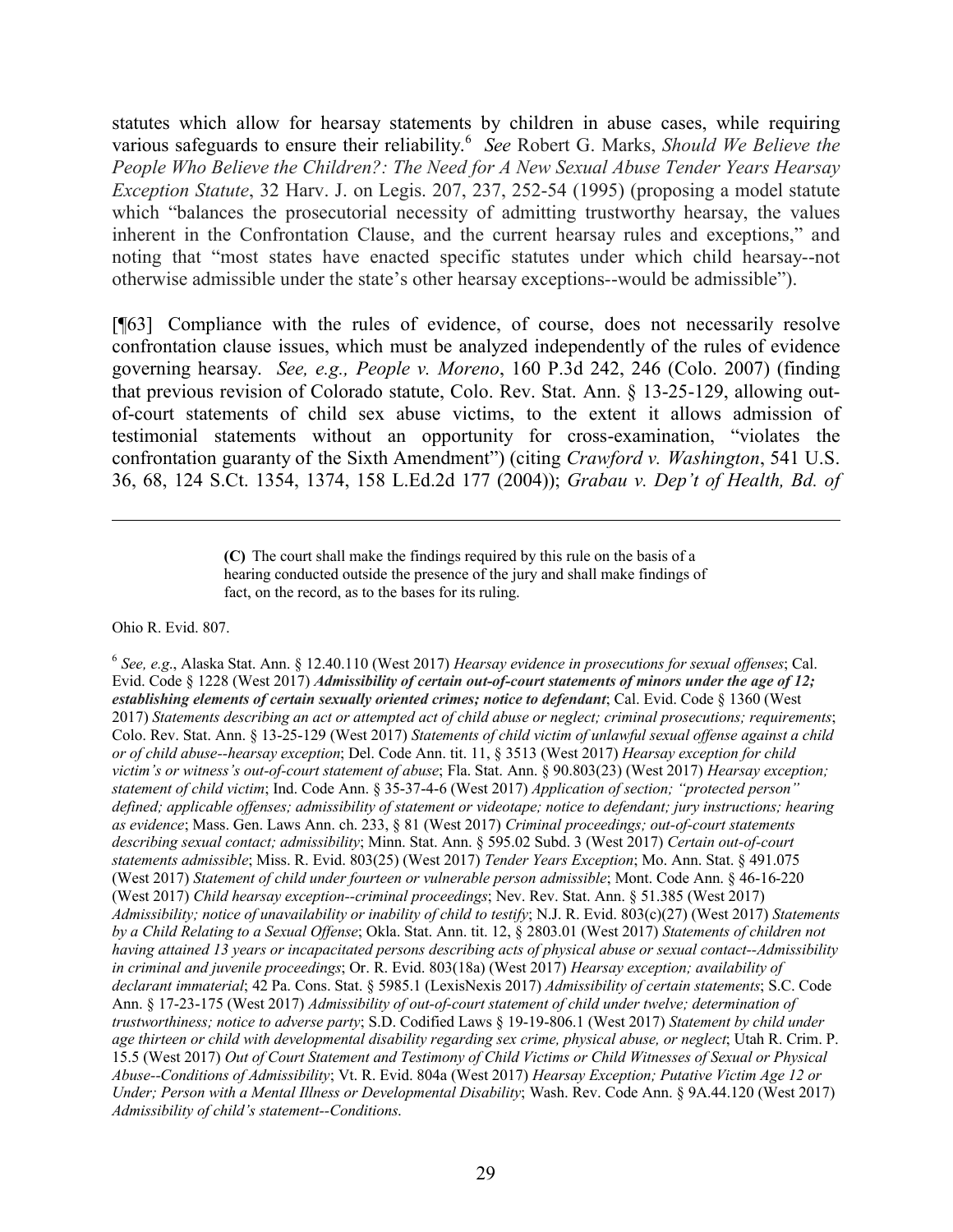statutes which allow for hearsay statements by children in abuse cases, while requiring various safeguards to ensure their reliability.[6] *See* Robert G. Marks, *Should We Believe the People Who Believe the Children?: The Need for A New Sexual Abuse Tender Years Hearsay Exception Statute*, 32 Harv. J. on Legis. 207, 237, 252-54 (1995) (proposing a model statute which "balances the prosecutorial necessity of admitting trustworthy hearsay, the values inherent in the Confrontation Clause, and the current hearsay rules and exceptions," and noting that "most states have enacted specific statutes under which child hearsay--not otherwise admissible under the state's other hearsay exceptions--would be admissible").

[¶63] Compliance with the rules of evidence, of course, does not necessarily resolve confrontation clause issues, which must be analyzed independently of the rules of evidence governing hearsay. *See, e.g., People v. Moreno*, 160 P.3d 242, 246 (Colo. 2007) (finding that previous revision of Colorado statute, Colo. Rev. Stat. Ann. § 13-25-129, allowing out-of-court statements of child sex abuse victims, to the extent it allows admission of testimonial statements without an opportunity for cross-examination, "violates the confrontation guaranty of the Sixth Amendment") (citing *Crawford v. Washington*, 541 U.S. 36, 68, 124 S.Ct. 1354, 1374, 158 L.Ed.2d 177 (2004)); *Grabau v. Dep't of Health, Bd. of*

---

> **(C)** The court shall make the findings required by this rule on the basis of a hearing conducted outside the presence of the jury and shall make findings of fact, on the record, as to the bases for its ruling.

Ohio R. Evid. 807.

[6] *See, e.g.*, Alaska Stat. Ann. § 12.40.110 (West 2017) *Hearsay evidence in prosecutions for sexual offenses*; Cal. Evid. Code § 1228 (West 2017) ***Admissibility of certain out-of-court statements of minors under the age of 12; establishing elements of certain sexually oriented crimes; notice to defendant***; Cal. Evid. Code § 1360 (West 2017) *Statements describing an act or attempted act of child abuse or neglect; criminal prosecutions; requirements*; Colo. Rev. Stat. Ann. § 13-25-129 (West 2017) *Statements of child victim of unlawful sexual offense against a child or of child abuse--hearsay exception*; Del. Code Ann. tit. 11, § 3513 (West 2017) *Hearsay exception for child victim's or witness's out-of-court statement of abuse*; Fla. Stat. Ann. § 90.803(23) (West 2017) *Hearsay exception; statement of child victim*; Ind. Code Ann. § 35-37-4-6 (West 2017) *Application of section; "protected person" defined; applicable offenses; admissibility of statement or videotape; notice to defendant; jury instructions; hearing as evidence*; Mass. Gen. Laws Ann. ch. 233, § 81 (West 2017) *Criminal proceedings; out-of-court statements describing sexual contact; admissibility*; Minn. Stat. Ann. § 595.02 Subd. 3 (West 2017) *Certain out-of-court statements admissible*; Miss. R. Evid. 803(25) (West 2017) *Tender Years Exception*; Mo. Ann. Stat. § 491.075 (West 2017) *Statement of child under fourteen or vulnerable person admissible*; Mont. Code Ann. § 46-16-220 (West 2017) *Child hearsay exception--criminal proceedings*; Nev. Rev. Stat. Ann. § 51.385 (West 2017) *Admissibility; notice of unavailability or inability of child to testify*; N.J. R. Evid. 803(c)(27) (West 2017) *Statements by a Child Relating to a Sexual Offense*; Okla. Stat. Ann. tit. 12, § 2803.01 (West 2017) *Statements of children not having attained 13 years or incapacitated persons describing acts of physical abuse or sexual contact--Admissibility in criminal and juvenile proceedings*; Or. R. Evid. 803(18a) (West 2017) *Hearsay exception; availability of declarant immaterial*; 42 Pa. Cons. Stat. § 5985.1 (LexisNexis 2017) *Admissibility of certain statements*; S.C. Code Ann. § 17-23-175 (West 2017) *Admissibility of out-of-court statement of child under twelve; determination of trustworthiness; notice to adverse party*; S.D. Codified Laws § 19-19-806.1 (West 2017) *Statement by child under age thirteen or child with developmental disability regarding sex crime, physical abuse, or neglect*; Utah R. Crim. P. 15.5 (West 2017) *Out of Court Statement and Testimony of Child Victims or Child Witnesses of Sexual or Physical Abuse--Conditions of Admissibility*; Vt. R. Evid. 804a (West 2017) *Hearsay Exception; Putative Victim Age 12 or Under; Person with a Mental Illness or Developmental Disability*; Wash. Rev. Code Ann. § 9A.44.120 (West 2017) *Admissibility of child's statement--Conditions*.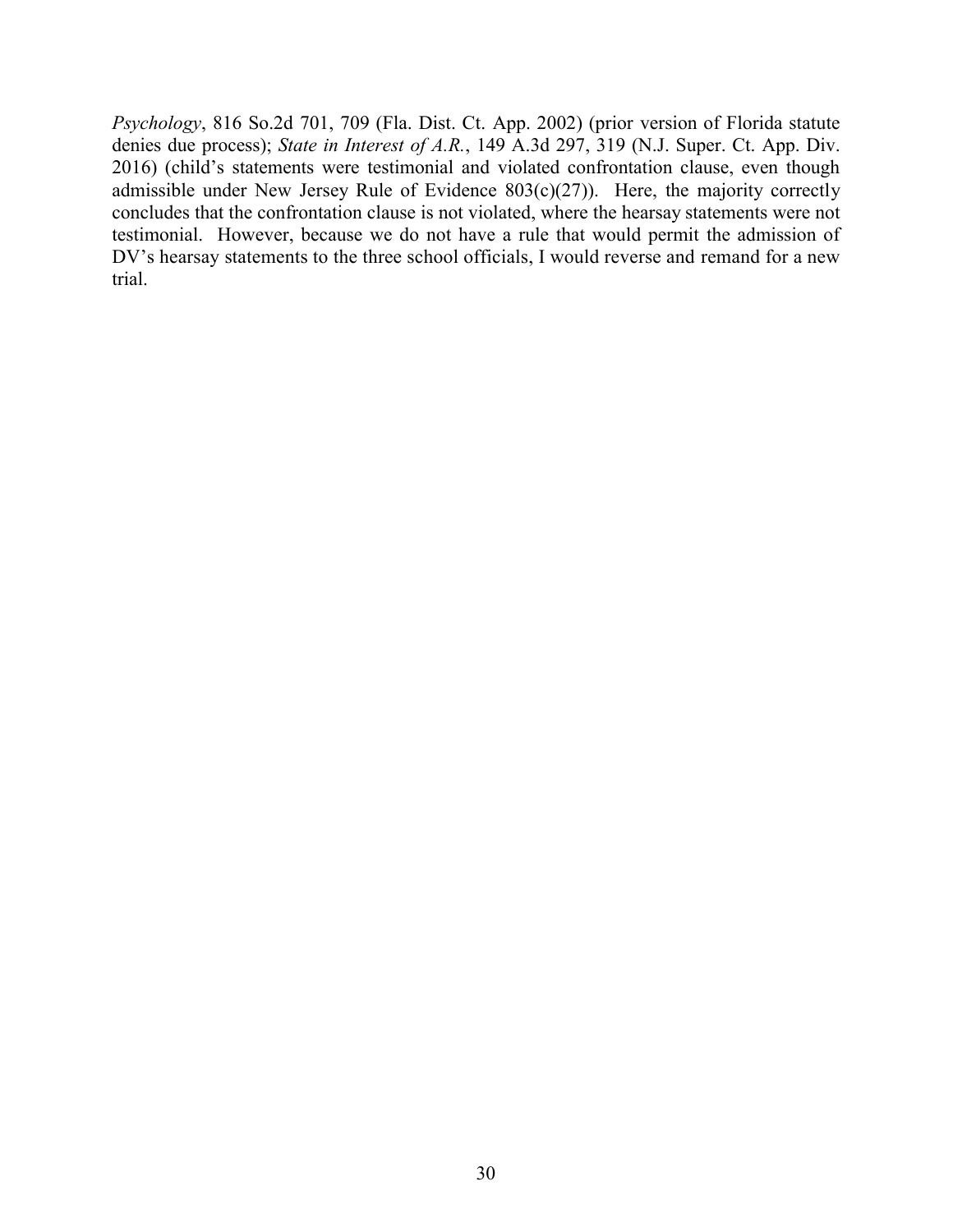*Psychology*, 816 So.2d 701, 709 (Fla. Dist. Ct. App. 2002) (prior version of Florida statute denies due process); *State in Interest of A.R.*, 149 A.3d 297, 319 (N.J. Super. Ct. App. Div. 2016) (child's statements were testimonial and violated confrontation clause, even though admissible under New Jersey Rule of Evidence 803(c)(27)). Here, the majority correctly concludes that the confrontation clause is not violated, where the hearsay statements were not testimonial. However, because we do not have a rule that would permit the admission of DV's hearsay statements to the three school officials, I would reverse and remand for a new trial.